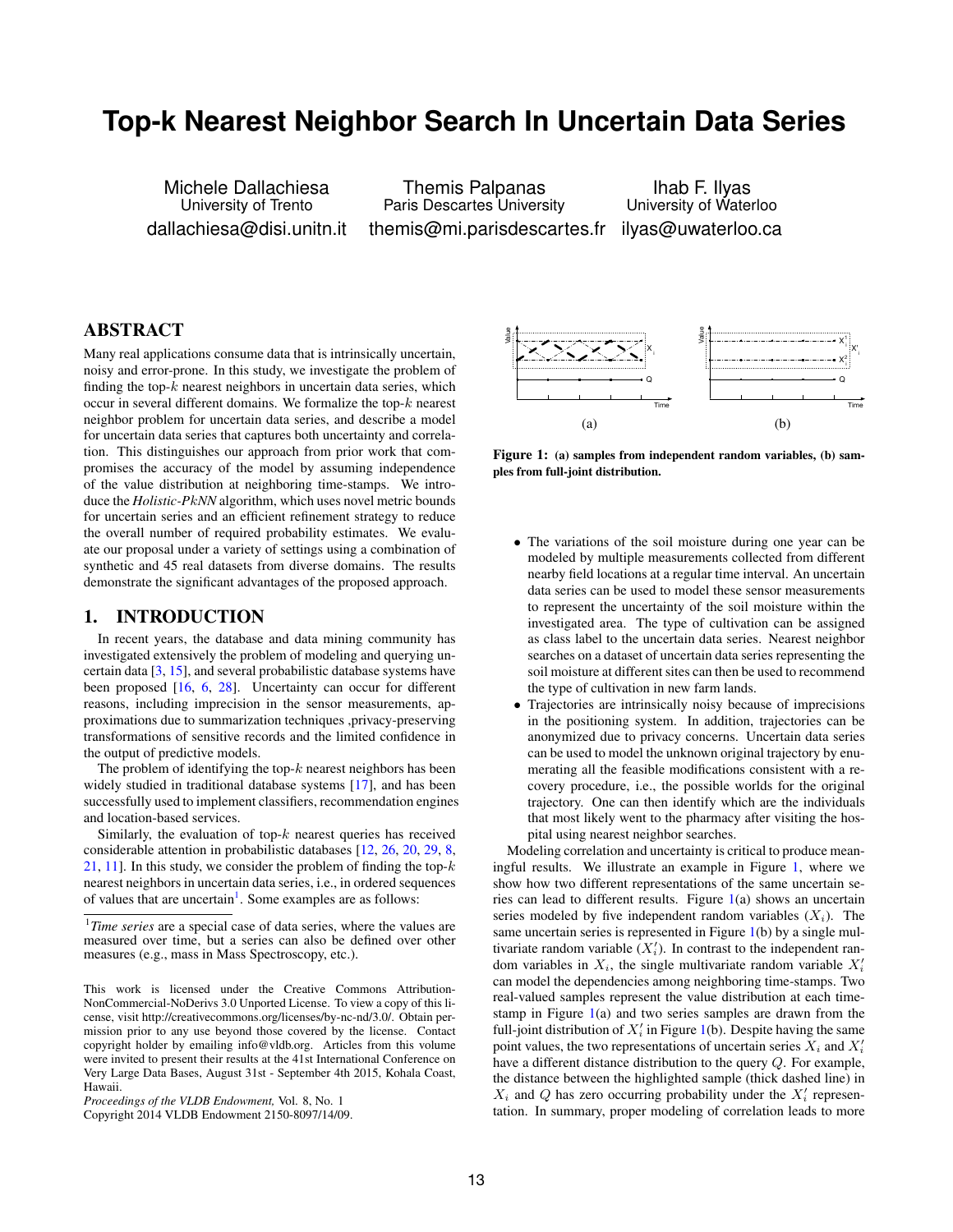# Top-k Nearest Neighbor Search In Uncertain Data Series

Michele Dallachiesa
University of Trento
dallachiesa@disi.unitn.it

Themis Palpanas
Paris Descartes University
themis@mi.parisdescartes.fr

Ihab F. Ilyas
University of Waterloo
ilyas@uwaterloo.ca

## ABSTRACT

Many real applications consume data that is intrinsically uncertain, noisy and error-prone. In this study, we investigate the problem of finding the top-$k$ nearest neighbors in uncertain data series, which occur in several different domains. We formalize the top-$k$ nearest neighbor problem for uncertain data series, and describe a model for uncertain data series that captures both uncertainty and correlation. This distinguishes our approach from prior work that compromises the accuracy of the model by assuming independence of the value distribution at neighboring time-stamps. We introduce the *Holistic-PkNN* algorithm, which uses novel metric bounds for uncertain series and an efficient refinement strategy to reduce the overall number of required probability estimates. We evaluate our proposal under a variety of settings using a combination of synthetic and 45 real datasets from diverse domains. The results demonstrate the significant advantages of the proposed approach.

## 1. INTRODUCTION

In recent years, the database and data mining community has investigated extensively the problem of modeling and querying uncertain data [3, 15], and several probabilistic database systems have been proposed [16, 6, 28]. Uncertainty can occur for different reasons, including imprecision in the sensor measurements, approximations due to summarization techniques ,privacy-preserving transformations of sensitive records and the limited confidence in the output of predictive models.

The problem of identifying the top-$k$ nearest neighbors has been widely studied in traditional database systems [17], and has been successfully used to implement classifiers, recommendation engines and location-based services.

Similarly, the evaluation of top-$k$ nearest queries has received considerable attention in probabilistic databases [12, 26, 20, 29, 8, 21, 11]. In this study, we consider the problem of finding the top-$k$ nearest neighbors in uncertain data series, i.e., in ordered sequences of values that are uncertain[1]. Some examples are as follows:

[1] *Time series* are a special case of data series, where the values are measured over time, but a series can also be defined over other measures (e.g., mass in Mass Spectroscopy, etc.).

This work is licensed under the Creative Commons Attribution-NonCommercial-NoDerivs 3.0 Unported License. To view a copy of this license, visit http://creativecommons.org/licenses/by-nc-nd/3.0/. Obtain permission prior to any use beyond those covered by the license. Contact copyright holder by emailing info@vldb.org. Articles from this volume were invited to present their results at the 41st International Conference on Very Large Data Bases, August 31st - September 4th 2015, Kohala Coast, Hawaii.
*Proceedings of the VLDB Endowment,* Vol. 8, No. 1
Copyright 2014 VLDB Endowment 2150-8097/14/09.

**Figure 1: (a) samples from independent random variables, (b) samples from full-joint distribution.**

- The variations of the soil moisture during one year can be modeled by multiple measurements collected from different nearby field locations at a regular time interval. An uncertain data series can be used to model these sensor measurements to represent the uncertainty of the soil moisture within the investigated area. The type of cultivation can be assigned as class label to the uncertain data series. Nearest neighbor searches on a dataset of uncertain data series representing the soil moisture at different sites can then be used to recommend the type of cultivation in new farm lands.
- Trajectories are intrinsically noisy because of imprecisions in the positioning system. In addition, trajectories can be anonymized due to privacy concerns. Uncertain data series can be used to model the unknown original trajectory by enumerating all the feasible modifications consistent with a recovery procedure, i.e., the possible worlds for the original trajectory. One can then identify which are the individuals that most likely went to the pharmacy after visiting the hospital using nearest neighbor searches.

Modeling correlation and uncertainty is critical to produce meaningful results. We illustrate an example in Figure 1, where we show how two different representations of the same uncertain series can lead to different results. Figure 1(a) shows an uncertain series modeled by five independent random variables ($X_i$). The same uncertain series is represented in Figure 1(b) by a single multivariate random variable ($X'_i$). In contrast to the independent random variables in $X_i$, the single multivariate random variable $X'_i$ can model the dependencies among neighboring time-stamps. Two real-valued samples represent the value distribution at each time-stamp in Figure 1(a) and two series samples are drawn from the full-joint distribution of $X'_i$ in Figure 1(b). Despite having the same point values, the two representations of uncertain series $X_i$ and $X'_i$ have a different distance distribution to the query $Q$. For example, the distance between the highlighted sample (thick dashed line) in $X_i$ and $Q$ has zero occurring probability under the $X'_i$ representation. In summary, proper modeling of correlation leads to more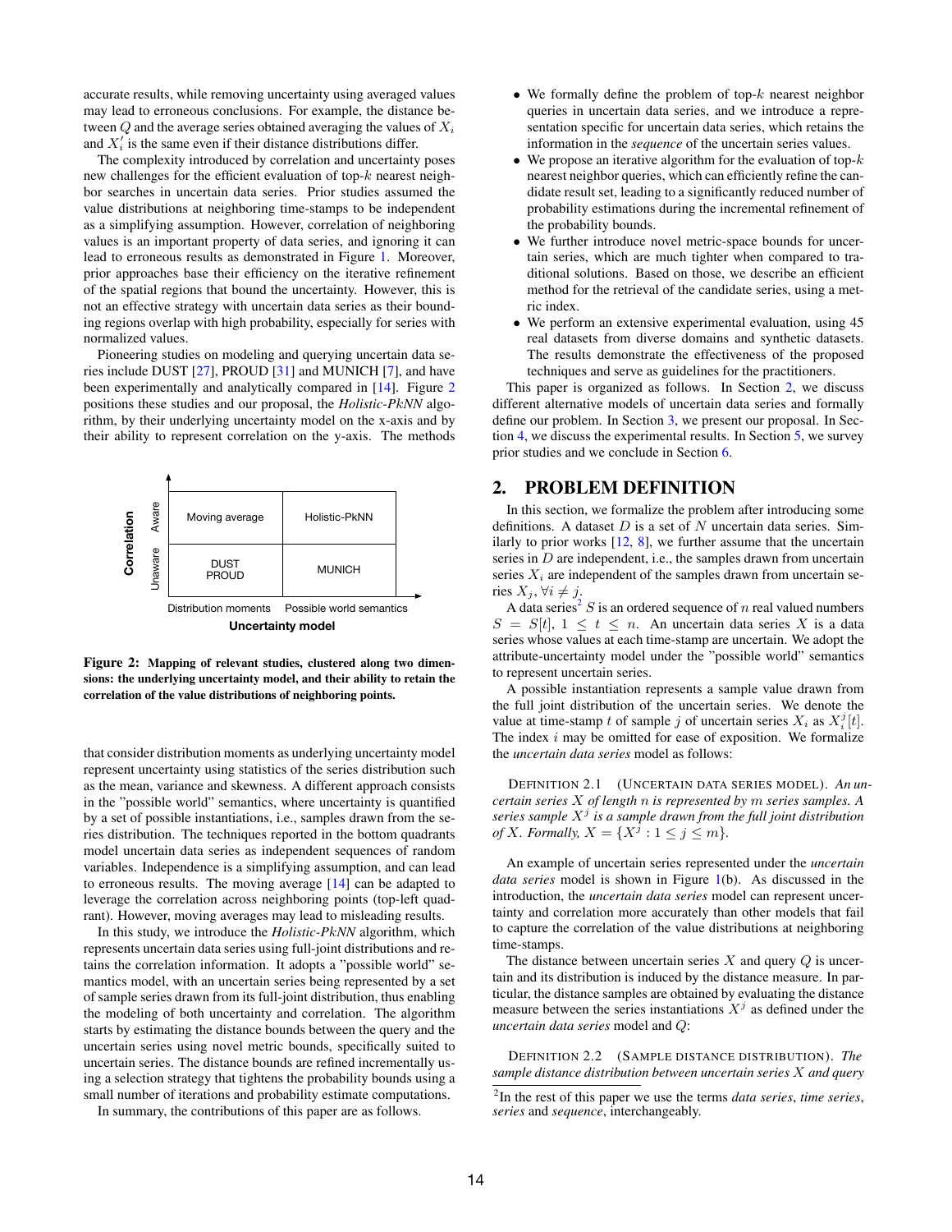accurate results, while removing uncertainty using averaged values may lead to erroneous conclusions. For example, the distance between $Q$ and the average series obtained averaging the values of $X_i$ and $X_i'$ is the same even if their distance distributions differ.

The complexity introduced by correlation and uncertainty poses new challenges for the efficient evaluation of top-$k$ nearest neighbor searches in uncertain data series. Prior studies assumed the value distributions at neighboring time-stamps to be independent as a simplifying assumption. However, correlation of neighboring values is an important property of data series, and ignoring it can lead to erroneous results as demonstrated in Figure 1. Moreover, prior approaches base their efficiency on the iterative refinement of the spatial regions that bound the uncertainty. However, this is not an effective strategy with uncertain data series as their bounding regions overlap with high probability, especially for series with normalized values.

Pioneering studies on modeling and querying uncertain data series include DUST [27], PROUD [31] and MUNICH [7], and have been experimentally and analytically compared in [14]. Figure 2 positions these studies and our proposal, the *Holistic-PkNN* algorithm, by their underlying uncertainty model on the x-axis and by their ability to represent correlation on the y-axis. The methods

| Correlation | Distribution moments | Possible world semantics |
|---|---|---|
| Aware | Moving average | Holistic-PkNN |
| Unaware | DUST PROUD | MUNICH |

Uncertainty model

**Figure 2: Mapping of relevant studies, clustered along two dimensions: the underlying uncertainty model, and their ability to retain the correlation of the value distributions of neighboring points.**

that consider distribution moments as underlying uncertainty model represent uncertainty using statistics of the series distribution such as the mean, variance and skewness. A different approach consists in the "possible world" semantics, where uncertainty is quantified by a set of possible instantiations, i.e., samples drawn from the series distribution. The techniques reported in the bottom quadrants model uncertain data series as independent sequences of random variables. Independence is a simplifying assumption, and can lead to erroneous results. The moving average [14] can be adapted to leverage the correlation across neighboring points (top-left quadrant). However, moving averages may lead to misleading results.

In this study, we introduce the *Holistic-PkNN* algorithm, which represents uncertain data series using full-joint distributions and retains the correlation information. It adopts a "possible world" semantics model, with an uncertain series being represented by a set of sample series drawn from its full-joint distribution, thus enabling the modeling of both uncertainty and correlation. The algorithm starts by estimating the distance bounds between the query and the uncertain series using novel metric bounds, specifically suited to uncertain series. The distance bounds are refined incrementally using a selection strategy that tightens the probability bounds using a small number of iterations and probability estimate computations.

In summary, the contributions of this paper are as follows.

- We formally define the problem of top-$k$ nearest neighbor queries in uncertain data series, and we introduce a representation specific for uncertain data series, which retains the information in the *sequence* of the uncertain series values.
- We propose an iterative algorithm for the evaluation of top-$k$ nearest neighbor queries, which can efficiently refine the candidate result set, leading to a significantly reduced number of probability estimations during the incremental refinement of the probability bounds.
- We further introduce novel metric-space bounds for uncertain series, which are much tighter when compared to traditional solutions. Based on those, we describe an efficient method for the retrieval of the candidate series, using a metric index.
- We perform an extensive experimental evaluation, using 45 real datasets from diverse domains and synthetic datasets. The results demonstrate the effectiveness of the proposed techniques and serve as guidelines for the practitioners.

This paper is organized as follows. In Section 2, we discuss different alternative models of uncertain data series and formally define our problem. In Section 3, we present our proposal. In Section 4, we discuss the experimental results. In Section 5, we survey prior studies and we conclude in Section 6.

## 2. PROBLEM DEFINITION

In this section, we formalize the problem after introducing some definitions. A dataset $D$ is a set of $N$ uncertain data series. Similarly to prior works [12, 8], we further assume that the uncertain series in $D$ are independent, i.e., the samples drawn from uncertain series $X_i$ are independent of the samples drawn from uncertain series $X_j, \forall i \neq j$.

A data series[2] $S$ is an ordered sequence of $n$ real valued numbers $S = S[t]$, $1 \leq t \leq n$. An uncertain data series $X$ is a data series whose values at each time-stamp are uncertain. We adopt the attribute-uncertainty model under the "possible world" semantics to represent uncertain series.

A possible instantiation represents a sample value drawn from the full joint distribution of the uncertain series. We denote the value at time-stamp $t$ of sample $j$ of uncertain series $X_i$ as $X_i^j[t]$. The index $i$ may be omitted for ease of exposition. We formalize the *uncertain data series* model as follows:

DEFINITION 2.1 (UNCERTAIN DATA SERIES MODEL). *An uncertain series $X$ of length $n$ is represented by $m$ series samples. A series sample $X^j$ is a sample drawn from the full joint distribution of $X$. Formally, $X = \{X^j : 1 \leq j \leq m\}$.*

An example of uncertain series represented under the *uncertain data series* model is shown in Figure 1(b). As discussed in the introduction, the *uncertain data series* model can represent uncertainty and correlation more accurately than other models that fail to capture the correlation of the value distributions at neighboring time-stamps.

The distance between uncertain series $X$ and query $Q$ is uncertain and its distribution is induced by the distance measure. In particular, the distance samples are obtained by evaluating the distance measure between the series instantiations $X^j$ as defined under the *uncertain data series* model and $Q$:

DEFINITION 2.2 (SAMPLE DISTANCE DISTRIBUTION). *The sample distance distribution between uncertain series $X$ and query*

[2] In the rest of this paper we use the terms *data series*, *time series*, *series* and *sequence*, interchangeably.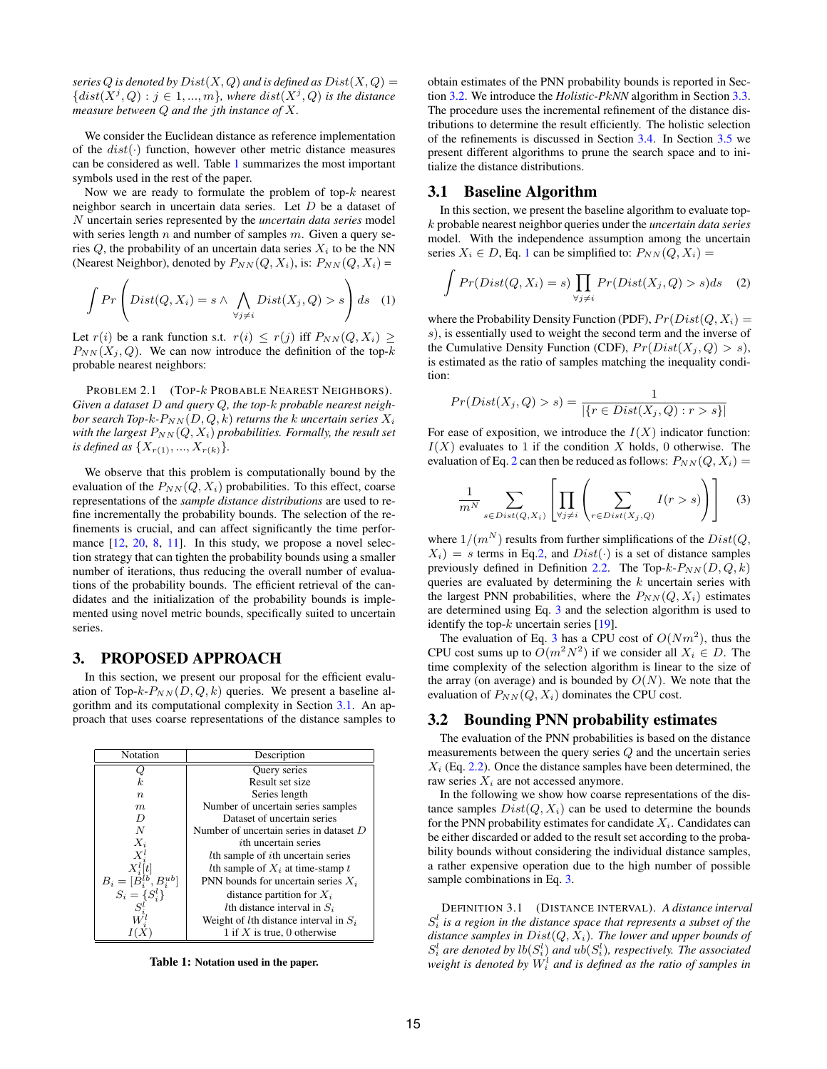*series Q is denoted by $Dist(X, Q)$ and is defined as $Dist(X, Q) = \{dist(X^j, Q) : j \in 1, ..., m\}$, where $dist(X^j, Q)$ is the distance measure between $Q$ and the $j$th instance of $X$.*

We consider the Euclidean distance as reference implementation of the $dist(\cdot)$ function, however other metric distance measures can be considered as well. Table 1 summarizes the most important symbols used in the rest of the paper.

Now we are ready to formulate the problem of top-$k$ nearest neighbor search in uncertain data series. Let $D$ be a dataset of $N$ uncertain series represented by the *uncertain data series* model with series length $n$ and number of samples $m$. Given a query series $Q$, the probability of an uncertain data series $X_i$ to be the NN (Nearest Neighbor), denoted by $P_{NN}(Q, X_i)$, is: $P_{NN}(Q, X_i)$ =

$$\int Pr\left(Dist(Q, X_i) = s \wedge \bigwedge_{\forall j \neq i} Dist(X_j, Q) > s\right) ds \quad (1)$$

Let $r(i)$ be a rank function s.t. $r(i) \leq r(j)$ iff $P_{NN}(Q, X_i) \geq P_{NN}(X_j, Q)$. We can now introduce the definition of the top-$k$ probable nearest neighbors:

PROBLEM 2.1 (TOP-$k$ PROBABLE NEAREST NEIGHBORS). *Given a dataset $D$ and query $Q$, the top-$k$ probable nearest neighbor search Top-$k$-$P_{NN}(D, Q, k)$ returns the $k$ uncertain series $X_i$ with the largest $P_{NN}(Q, X_i)$ probabilities. Formally, the result set is defined as $\{X_{r(1)}, ..., X_{r(k)}\}$.*

We observe that this problem is computationally bound by the evaluation of the $P_{NN}(Q, X_i)$ probabilities. To this effect, coarse representations of the *sample distance distributions* are used to refine incrementally the probability bounds. The selection of the refinements is crucial, and can affect significantly the time performance [12, 20, 8, 11]. In this study, we propose a novel selection strategy that can tighten the probability bounds using a smaller number of iterations, thus reducing the overall number of evaluations of the probability bounds. The efficient retrieval of the candidates and the initialization of the probability bounds is implemented using novel metric bounds, specifically suited to uncertain series.

# 3. PROPOSED APPROACH

In this section, we present our proposal for the efficient evaluation of Top-$k$-$P_{NN}(D, Q, k)$ queries. We present a baseline algorithm and its computational complexity in Section 3.1. An approach that uses coarse representations of the distance samples to obtain estimates of the PNN probability bounds is reported in Section 3.2. We introduce the *Holistic-PkNN* algorithm in Section 3.3. The procedure uses the incremental refinement of the distance distributions to determine the result efficiently. The holistic selection of the refinements is discussed in Section 3.4. In Section 3.5 we present different algorithms to prune the search space and to initialize the distance distributions.

| Notation | Description |
|---|---|
| $Q$ | Query series |
| $k$ | Result set size |
| $n$ | Series length |
| $m$ | Number of uncertain series samples |
| $D$ | Dataset of uncertain series |
| $N$ | Number of uncertain series in dataset $D$ |
| $X_i$ | $i$th uncertain series |
| $X_i^l$ | $l$th sample of $i$th uncertain series |
| $X_i^l[t]$ | $l$th sample of $X_i$ at time-stamp $t$ |
| $B_i = [B_i^{lb}, B_i^{ub}]$ | PNN bounds for uncertain series $X_i$ |
| $S_i = \{S_i^l\}$ | distance partition for $X_i$ |
| $S_i^l$ | $l$th distance interval in $S_i$ |
| $W_i^l$ | Weight of $l$th distance interval in $S_i$ |
| $I(X)$ | 1 if $X$ is true, 0 otherwise |

**Table 1: Notation used in the paper.**

## 3.1 Baseline Algorithm

In this section, we present the baseline algorithm to evaluate top-$k$ probable nearest neighbor queries under the *uncertain data series* model. With the independence assumption among the uncertain series $X_i \in D$, Eq. 1 can be simplified to: $P_{NN}(Q, X_i)$ =

$$\int Pr(Dist(Q, X_i) = s) \prod_{\forall j \neq i} Pr(Dist(X_j, Q) > s) ds \quad (2)$$

where the Probability Density Function (PDF), $Pr(Dist(Q, X_i) = s)$, is essentially used to weight the second term and the inverse of the Cumulative Density Function (CDF), $Pr(Dist(X_j, Q) > s)$, is estimated as the ratio of samples matching the inequality condition:

$$Pr(Dist(X_j, Q) > s) = \frac{1}{|\{r \in Dist(X_j, Q) : r > s\}|}$$

For ease of exposition, we introduce the $I(X)$ indicator function: $I(X)$ evaluates to 1 if the condition $X$ holds, 0 otherwise. The evaluation of Eq. 2 can then be reduced as follows: $P_{NN}(Q, X_i)$ =

$$\frac{1}{m^N} \sum_{s \in Dist(Q, X_i)} \left[ \prod_{\forall j \neq i} \left( \sum_{r \in Dist(X_j, Q)} I(r > s) \right) \right] \quad (3)$$

where $1/(m^N)$ results from further simplifications of the $Dist(Q, X_i) = s$ terms in Eq.2, and $Dist(\cdot)$ is a set of distance samples previously defined in Definition 2.2. The Top-$k$-$P_{NN}(D, Q, k)$ queries are evaluated by determining the $k$ uncertain series with the largest PNN probabilities, where the $P_{NN}(Q, X_i)$ estimates are determined using Eq. 3 and the selection algorithm is used to identify the top-$k$ uncertain series [19].

The evaluation of Eq. 3 has a CPU cost of $O(Nm^2)$, thus the CPU cost sums up to $O(m^2N^2)$ if we consider all $X_i \in D$. The time complexity of the selection algorithm is linear to the size of the array (on average) and is bounded by $O(N)$. We note that the evaluation of $P_{NN}(Q, X_i)$ dominates the CPU cost.

## 3.2 Bounding PNN probability estimates

The evaluation of the PNN probabilities is based on the distance measurements between the query series $Q$ and the uncertain series $X_i$ (Eq. 2.2). Once the distance samples have been determined, the raw series $X_i$ are not accessed anymore.

In the following we show how coarse representations of the distance samples $Dist(Q, X_i)$ can be used to determine the bounds for the PNN probability estimates for candidate $X_i$. Candidates can be either discarded or added to the result set according to the probability bounds without considering the individual distance samples, a rather expensive operation due to the high number of possible sample combinations in Eq. 3.

DEFINITION 3.1 (DISTANCE INTERVAL). *A distance interval $S_i^l$ is a region in the distance space that represents a subset of the distance samples in $Dist(Q, X_i)$. The lower and upper bounds of $S_i^l$ are denoted by $lb(S_i^l)$ and $ub(S_i^l)$, respectively. The associated weight is denoted by $W_i^l$ and is defined as the ratio of samples in*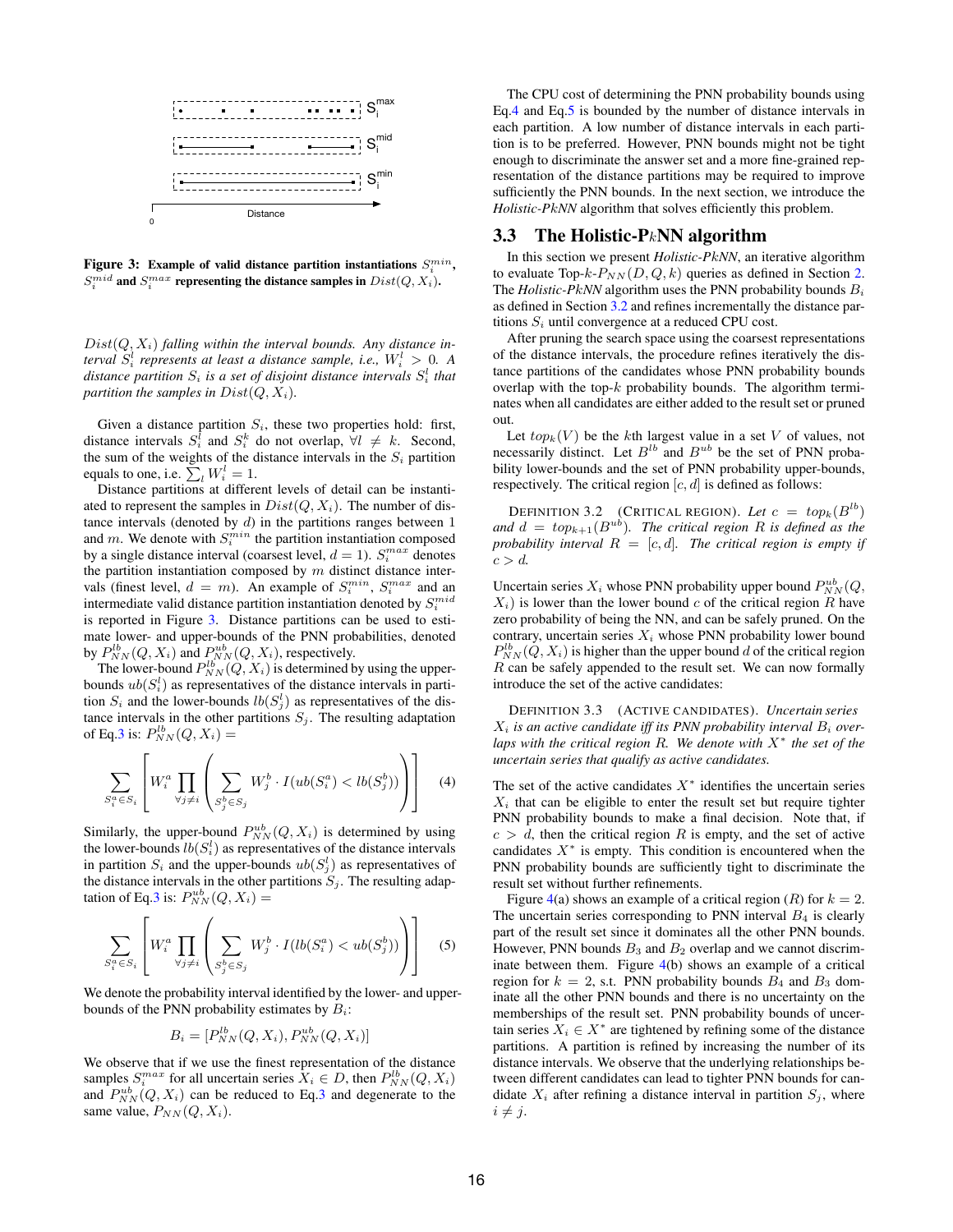Figure 3: Example of valid distance partition instantiations $S_i^{min}$, $S_i^{mid}$ and $S_i^{max}$ representing the distance samples in $Dist(Q, X_i)$.

$Dist(Q, X_i)$ *falling within the interval bounds. Any distance interval* $S_i^l$ *represents at least a distance sample, i.e.,* $W_i^l > 0$*. A distance partition* $S_i$ *is a set of disjoint distance intervals* $S_i^l$ *that partition the samples in* $Dist(Q, X_i)$*.*

Given a distance partition $S_i$, these two properties hold: first, distance intervals $S_i^l$ and $S_i^k$ do not overlap, $\forall l \neq k$. Second, the sum of the weights of the distance intervals in the $S_i$ partition equals to one, i.e. $\sum_l W_i^l = 1$.

Distance partitions at different levels of detail can be instantiated to represent the samples in $Dist(Q, X_i)$. The number of distance intervals (denoted by $d$) in the partitions ranges between 1 and $m$. We denote with $S_i^{min}$ the partition instantiation composed by a single distance interval (coarsest level, $d = 1$). $S_i^{max}$ denotes the partition instantiation composed by $m$ distinct distance intervals (finest level, $d = m$). An example of $S_i^{min}$, $S_i^{max}$ and an intermediate valid distance partition instantiation denoted by $S_i^{mid}$ is reported in Figure 3. Distance partitions can be used to estimate lower- and upper-bounds of the PNN probabilities, denoted by $P_{NN}^{lb}(Q, X_i)$ and $P_{NN}^{ub}(Q, X_i)$, respectively.

The lower-bound $P_{NN}^{lb}(Q, X_i)$ is determined by using the upper-bounds $ub(S_i^l)$ as representatives of the distance intervals in partition $S_i$ and the lower-bounds $lb(S_j^l)$ as representatives of the distance intervals in the other partitions $S_j$. The resulting adaptation of Eq.3 is: $P_{NN}^{lb}(Q, X_i) =$

$$\sum_{S_i^a \in S_i} \left[ W_i^a \prod_{\forall j \neq i} \left( \sum_{S_j^b \in S_j} W_j^b \cdot I(ub(S_i^a) < lb(S_j^b)) \right) \right] \quad (4)$$

Similarly, the upper-bound $P_{NN}^{ub}(Q, X_i)$ is determined by using the lower-bounds $lb(S_i^l)$ as representatives of the distance intervals in partition $S_i$ and the upper-bounds $ub(S_j^l)$ as representatives of the distance intervals in the other partitions $S_j$. The resulting adaptation of Eq.3 is: $P_{NN}^{ub}(Q, X_i) =$

$$\sum_{S_i^a \in S_i} \left[ W_i^a \prod_{\forall j \neq i} \left( \sum_{S_j^b \in S_j} W_j^b \cdot I(lb(S_i^a) < ub(S_j^b)) \right) \right] \quad (5)$$

We denote the probability interval identified by the lower- and upper-bounds of the PNN probability estimates by $B_i$:

$$B_i = [P_{NN}^{lb}(Q, X_i), P_{NN}^{ub}(Q, X_i)]$$

We observe that if we use the finest representation of the distance samples $S_i^{max}$ for all uncertain series $X_i \in D$, then $P_{NN}^{lb}(Q, X_i)$ and $P_{NN}^{ub}(Q, X_i)$ can be reduced to Eq.3 and degenerate to the same value, $P_{NN}(Q, X_i)$.

The CPU cost of determining the PNN probability bounds using Eq.4 and Eq.5 is bounded by the number of distance intervals in each partition. A low number of distance intervals in each partition is to be preferred. However, PNN bounds might not be tight enough to discriminate the answer set and a more fine-grained representation of the distance partitions may be required to improve sufficiently the PNN bounds. In the next section, we introduce the *Holistic-PkNN* algorithm that solves efficiently this problem.

## 3.3 The Holistic-P$k$NN algorithm

In this section we present *Holistic-PkNN*, an iterative algorithm to evaluate Top-$k$-$P_{NN}(D, Q, k)$ queries as defined in Section 2. The *Holistic-PkNN* algorithm uses the PNN probability bounds $B_i$ as defined in Section 3.2 and refines incrementally the distance partitions $S_i$ until convergence at a reduced CPU cost.

After pruning the search space using the coarsest representations of the distance intervals, the procedure refines iteratively the distance partitions of the candidates whose PNN probability bounds overlap with the top-$k$ probability bounds. The algorithm terminates when all candidates are either added to the result set or pruned out.

Let $top_k(V)$ be the $k$th largest value in a set $V$ of values, not necessarily distinct. Let $B^{lb}$ and $B^{ub}$ be the set of PNN probability lower-bounds and the set of PNN probability upper-bounds, respectively. The critical region $[c, d]$ is defined as follows:

DEFINITION 3.2 (CRITICAL REGION). *Let* $c = top_k(B^{lb})$ *and* $d = top_{k+1}(B^{ub})$*. The critical region* $R$ *is defined as the probability interval* $R = [c, d]$*. The critical region is empty if* $c > d$*.*

Uncertain series $X_i$ whose PNN probability upper bound $P_{NN}^{ub}(Q, X_i)$ is lower than the lower bound $c$ of the critical region $R$ have zero probability of being the NN, and can be safely pruned. On the contrary, uncertain series $X_i$ whose PNN probability lower bound $P_{NN}^{lb}(Q, X_i)$ is higher than the upper bound $d$ of the critical region $R$ can be safely appended to the result set. We can now formally introduce the set of the active candidates:

DEFINITION 3.3 (ACTIVE CANDIDATES). *Uncertain series* $X_i$ *is an active candidate iff its PNN probability interval* $B_i$ *overlaps with the critical region* $R$*. We denote with* $X^*$ *the set of the uncertain series that qualify as active candidates.*

The set of the active candidates $X^*$ identifies the uncertain series $X_i$ that can be eligible to enter the result set but require tighter PNN probability bounds to make a final decision. Note that, if $c > d$, then the critical region $R$ is empty, and the set of active candidates $X^*$ is empty. This condition is encountered when the PNN probability bounds are sufficiently tight to discriminate the result set without further refinements.

Figure 4(a) shows an example of a critical region ($R$) for $k = 2$. The uncertain series corresponding to PNN interval $B_4$ is clearly part of the result set since it dominates all the other PNN bounds. However, PNN bounds $B_3$ and $B_2$ overlap and we cannot discriminate between them. Figure 4(b) shows an example of a critical region for $k = 2$, s.t. PNN probability bounds $B_4$ and $B_3$ dominate all the other PNN bounds and there is no uncertainty on the memberships of the result set. PNN probability bounds of uncertain series $X_i \in X^*$ are tightened by refining some of the distance partitions. A partition is refined by increasing the number of its distance intervals. We observe that the underlying relationships between different candidates can lead to tighter PNN bounds for candidate $X_i$ after refining a distance interval in partition $S_j$, where $i \neq j$.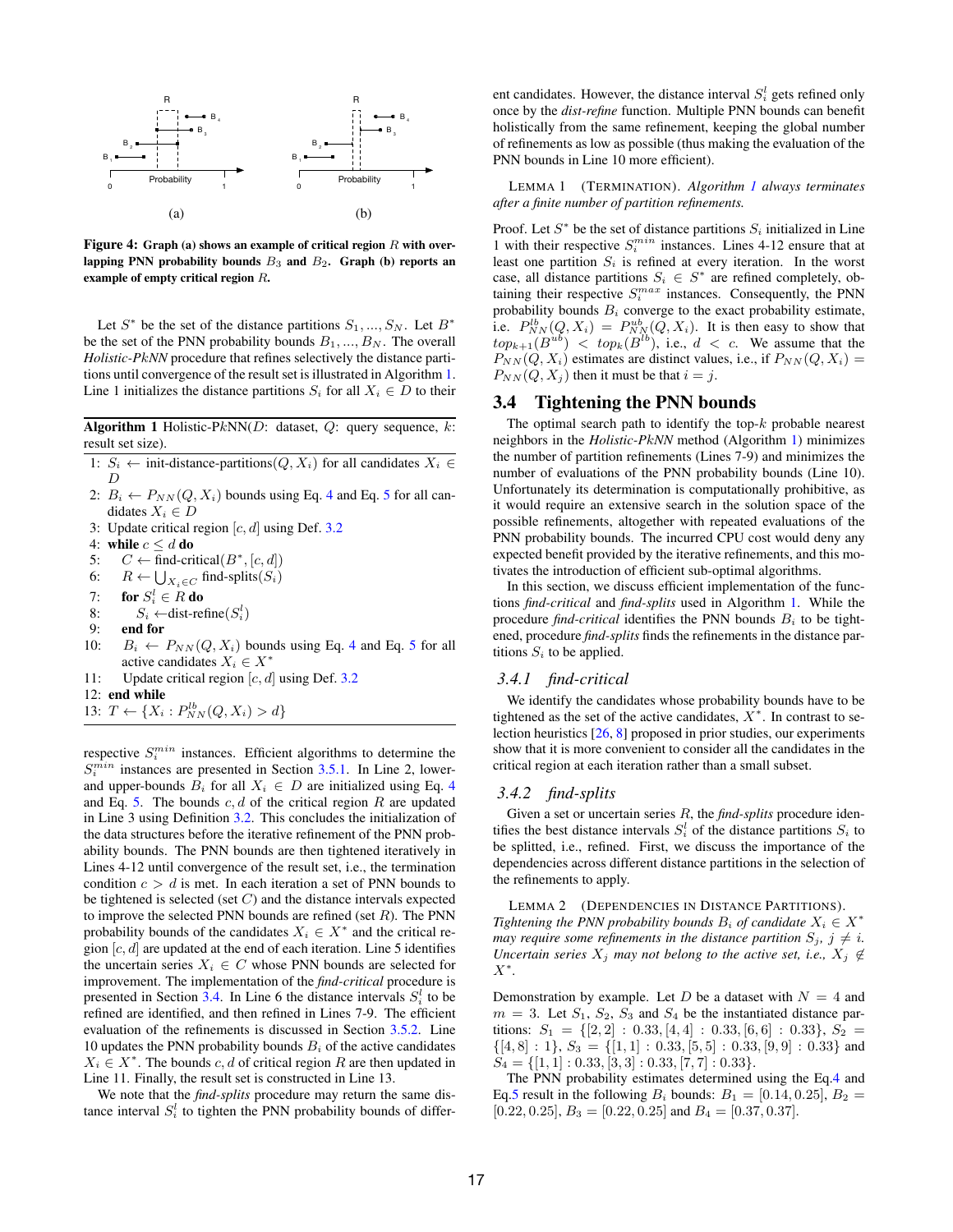**Figure 4: Graph (a) shows an example of critical region $R$ with overlapping PNN probability bounds $B_3$ and $B_2$. Graph (b) reports an example of empty critical region $R$.**

Let $S^*$ be the set of the distance partitions $S_1, ..., S_N$. Let $B^*$ be the set of the PNN probability bounds $B_1, ..., B_N$. The overall *Holistic-PkNN* procedure that refines selectively the distance partitions until convergence of the result set is illustrated in Algorithm 1. Line 1 initializes the distance partitions $S_i$ for all $X_i \in D$ to their respective $S_i^{min}$ instances. Efficient algorithms to determine the $S_i^{min}$ instances are presented in Section 3.5.1. In Line 2, lower- and upper-bounds $B_i$ for all $X_i \in D$ are initialized using Eq. 4 and Eq. 5. The bounds $c, d$ of the critical region $R$ are updated in Line 3 using Definition 3.2. This concludes the initialization of the data structures before the iterative refinement of the PNN probability bounds. The PNN bounds are then tightened iteratively in Lines 4-12 until convergence of the result set, i.e., the termination condition $c > d$ is met. In each iteration a set of PNN bounds to be tightened is selected (set $C$) and the distance intervals expected to improve the selected PNN bounds are refined (set $R$). The PNN probability bounds of the candidates $X_i \in X^*$ and the critical region $[c, d]$ are updated at the end of each iteration. Line 5 identifies the uncertain series $X_i \in C$ whose PNN bounds are selected for improvement. The implementation of the *find-critical* procedure is presented in Section 3.4. In Line 6 the distance intervals $S_i^l$ to be refined are identified, and then refined in Lines 7-9. The efficient evaluation of the refinements is discussed in Section 3.5.2. Line 10 updates the PNN probability bounds $B_i$ of the active candidates $X_i \in X^*$. The bounds $c, d$ of critical region $R$ are then updated in Line 11. Finally, the result set is constructed in Line 13.

**Algorithm 1** Holistic-P$k$NN($D$: dataset, $Q$: query sequence, $k$: result set size).

```
1:  S_i ← init-distance-partitions(Q, X_i) for all candidates X_i ∈ D
2:  B_i ← P_NN(Q, X_i) bounds using Eq. 4 and Eq. 5 for all candidates X_i ∈ D
3:  Update critical region [c, d] using Def. 3.2
4:  while c ≤ d do
5:      C ← find-critical(B*, [c, d])
6:      R ← ⋃_{X_i ∈ C} find-splits(S_i)
7:      for S_i^l ∈ R do
8:          S_i ← dist-refine(S_i^l)
9:      end for
10:     B_i ← P_NN(Q, X_i) bounds using Eq. 4 and Eq. 5 for all active candidates X_i ∈ X*
11:     Update critical region [c, d] using Def. 3.2
12: end while
13: T ← {X_i : P_NN^lb(Q, X_i) > d}
```

We note that the *find-splits* procedure may return the same distance interval $S_i^l$ to tighten the PNN probability bounds of different candidates. However, the distance interval $S_i^l$ gets refined only once by the *dist-refine* function. Multiple PNN bounds can benefit holistically from the same refinement, keeping the global number of refinements as low as possible (thus making the evaluation of the PNN bounds in Line 10 more efficient).

LEMMA 1 (TERMINATION). *Algorithm 1 always terminates after a finite number of partition refinements.*

Proof. Let $S^*$ be the set of distance partitions $S_i$ initialized in Line 1 with their respective $S_i^{min}$ instances. Lines 4-12 ensure that at least one partition $S_i$ is refined at every iteration. In the worst case, all distance partitions $S_i \in S^*$ are refined completely, obtaining their respective $S_i^{max}$ instances. Consequently, the PNN probability bounds $B_i$ converge to the exact probability estimate, i.e. $P_{NN}^{lb}(Q, X_i) = P_{NN}^{ub}(Q, X_i)$. It is then easy to show that $top_{k+1}(B^{ub}) < top_k(B^{lb})$, i.e., $d < c$. We assume that the $P_{NN}(Q, X_i)$ estimates are distinct values, i.e., if $P_{NN}(Q, X_i) = P_{NN}(Q, X_j)$ then it must be that $i = j$.

## 3.4 Tightening the PNN bounds

The optimal search path to identify the top-$k$ probable nearest neighbors in the *Holistic-PkNN* method (Algorithm 1) minimizes the number of partition refinements (Lines 7-9) and minimizes the number of evaluations of the PNN probability bounds (Line 10). Unfortunately its determination is computationally prohibitive, as it would require an extensive search in the solution space of the possible refinements, altogether with repeated evaluations of the PNN probability bounds. The incurred CPU cost would deny any expected benefit provided by the iterative refinements, and this motivates the introduction of efficient sub-optimal algorithms.

In this section, we discuss efficient implementation of the functions *find-critical* and *find-splits* used in Algorithm 1. While the procedure *find-critical* identifies the PNN bounds $B_i$ to be tightened, procedure *find-splits* finds the refinements in the distance partitions $S_i$ to be applied.

### 3.4.1 *find-critical*

We identify the candidates whose probability bounds have to be tightened as the set of the active candidates, $X^*$. In contrast to selection heuristics [26, 8] proposed in prior studies, our experiments show that it is more convenient to consider all the candidates in the critical region at each iteration rather than a small subset.

### 3.4.2 *find-splits*

Given a set or uncertain series $R$, the *find-splits* procedure identifies the best distance intervals $S_i^l$ of the distance partitions $S_i$ to be splitted, i.e., refined. First, we discuss the importance of the dependencies across different distance partitions in the selection of the refinements to apply.

LEMMA 2 (DEPENDENCIES IN DISTANCE PARTITIONS). *Tightening the PNN probability bounds $B_i$ of candidate $X_i \in X^*$ may require some refinements in the distance partition $S_j$, $j \neq i$. Uncertain series $X_j$ may not belong to the active set, i.e., $X_j \notin X^*$.*

Demonstration by example. Let $D$ be a dataset with $N = 4$ and $m = 3$. Let $S_1$, $S_2$, $S_3$ and $S_4$ be the instantiated distance partitions: $S_1 = \{[2, 2] : 0.33, [4, 4] : 0.33, [6, 6] : 0.33\}$, $S_2 = \{[4, 8] : 1\}$, $S_3 = \{[1, 1] : 0.33, [5, 5] : 0.33, [9, 9] : 0.33\}$ and $S_4 = \{[1, 1] : 0.33, [3, 3] : 0.33, [7, 7] : 0.33\}$.

The PNN probability estimates determined using the Eq.4 and Eq.5 result in the following $B_i$ bounds: $B_1 = [0.14, 0.25]$, $B_2 = [0.22, 0.25]$, $B_3 = [0.22, 0.25]$ and $B_4 = [0.37, 0.37]$.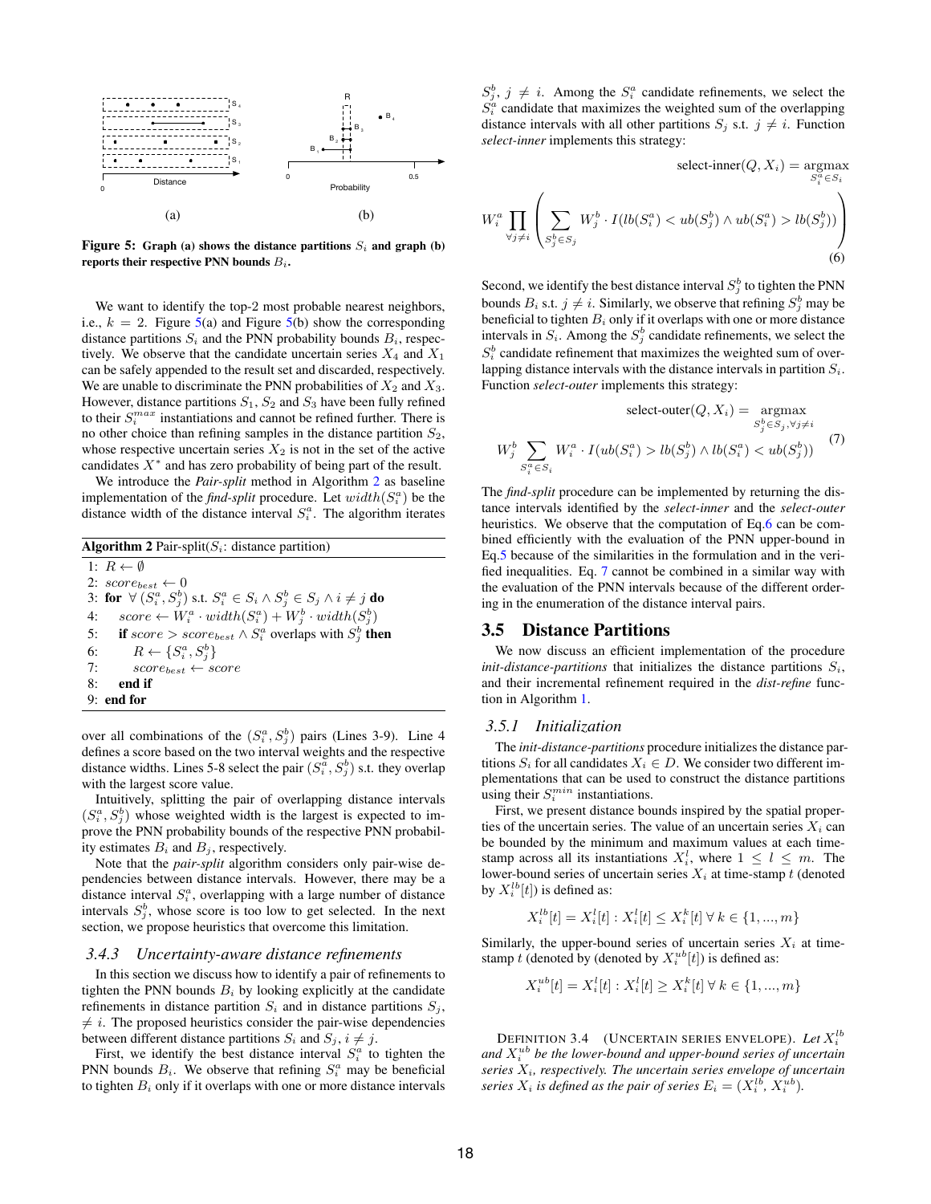Figure 5: **Graph (a) shows the distance partitions $S_i$ and graph (b) reports their respective PNN bounds $B_i$.**

We want to identify the top-2 most probable nearest neighbors, i.e., $k = 2$. Figure 5(a) and Figure 5(b) show the corresponding distance partitions $S_i$ and the PNN probability bounds $B_i$, respectively. We observe that the candidate uncertain series $X_4$ and $X_1$ can be safely appended to the result set and discarded, respectively. We are unable to discriminate the PNN probabilities of $X_2$ and $X_3$. However, distance partitions $S_1$, $S_2$ and $S_3$ have been fully refined to their $S_i^{max}$ instantiations and cannot be refined further. There is no other choice than refining samples in the distance partition $S_2$, whose respective uncertain series $X_2$ is not in the set of the active candidates $X^*$ and has zero probability of being part of the result.

We introduce the *Pair-split* method in Algorithm 2 as baseline implementation of the *find-split* procedure. Let $width(S_i^a)$ be the distance width of the distance interval $S_i^a$. The algorithm iterates

**Algorithm 2** Pair-split($S_i$: distance partition)

```
1: R ← ∅
2: score_best ← 0
3: for ∀ (S_i^a, S_j^b) s.t. S_i^a ∈ S_i ∧ S_j^b ∈ S_j ∧ i ≠ j do
4:     score ← W_i^a · width(S_i^a) + W_j^b · width(S_j^b)
5:     if score > score_best ∧ S_i^a overlaps with S_j^b then
6:         R ← {S_i^a, S_j^b}
7:         score_best ← score
8:     end if
9: end for
```

over all combinations of the $(S_i^a, S_j^b)$ pairs (Lines 3-9). Line 4 defines a score based on the two interval weights and the respective distance widths. Lines 5-8 select the pair $(S_i^a, S_j^b)$ s.t. they overlap with the largest score value.

Intuitively, splitting the pair of overlapping distance intervals $(S_i^a, S_j^b)$ whose weighted width is the largest is expected to improve the PNN probability bounds of the respective PNN probability estimates $B_i$ and $B_j$, respectively.

Note that the *pair-split* algorithm considers only pair-wise dependencies between distance intervals. However, there may be a distance interval $S_i^a$, overlapping with a large number of distance intervals $S_j^b$, whose score is too low to get selected. In the next section, we propose heuristics that overcome this limitation.

### *3.4.3 Uncertainty-aware distance refinements*

In this section we discuss how to identify a pair of refinements to tighten the PNN bounds $B_i$ by looking explicitly at the candidate refinements in distance partition $S_i$ and in distance partitions $S_j$, $\neq i$. The proposed heuristics consider the pair-wise dependencies between different distance partitions $S_i$ and $S_j$, $i \neq j$.

First, we identify the best distance interval $S_i^a$ to tighten the PNN bounds $B_i$. We observe that refining $S_i^a$ may be beneficial to tighten $B_i$ only if it overlaps with one or more distance intervals $S_j^b$, $j \neq i$. Among the $S_i^a$ candidate refinements, we select the $S_i^a$ candidate that maximizes the weighted sum of the overlapping distance intervals with all other partitions $S_j$ s.t. $j \neq i$. Function *select-inner* implements this strategy:

$$\text{select-inner}(Q, X_i) = \underset{S_i^a \in S_i}{\text{argmax}}$$
$$W_i^a \prod_{\forall j \neq i} \left( \sum_{S_j^b \in S_j} W_j^b \cdot I(lb(S_i^a) < ub(S_j^b) \wedge ub(S_i^a) > lb(S_j^b)) \right) \tag{6}$$

Second, we identify the best distance interval $S_j^b$ to tighten the PNN bounds $B_i$ s.t. $j \neq i$. Similarly, we observe that refining $S_j^b$ may be beneficial to tighten $B_i$ only if it overlaps with one or more distance intervals in $S_i$. Among the $S_j^b$ candidate refinements, we select the $S_j^b$ candidate refinement that maximizes the weighted sum of overlapping distance intervals with the distance intervals in partition $S_i$. Function *select-outer* implements this strategy:

$$\text{select-outer}(Q, X_i) = \underset{S_j^b \in S_j, \forall j \neq i}{\text{argmax}}$$
$$W_j^b \sum_{S_i^a \in S_i} W_i^a \cdot I(ub(S_i^a) > lb(S_j^b) \wedge lb(S_i^a) < ub(S_j^b)) \tag{7}$$

The *find-split* procedure can be implemented by returning the distance intervals identified by the *select-inner* and the *select-outer* heuristics. We observe that the computation of Eq.6 can be combined efficiently with the evaluation of the PNN upper-bound in Eq.5 because of the similarities in the formulation and in the verified inequalities. Eq. 7 cannot be combined in a similar way with the evaluation of the PNN intervals because of the different ordering in the enumeration of the distance interval pairs.

## 3.5 Distance Partitions

We now discuss an efficient implementation of the procedure *init-distance-partitions* that initializes the distance partitions $S_i$, and their incremental refinement required in the *dist-refine* function in Algorithm 1.

### *3.5.1 Initialization*

The *init-distance-partitions* procedure initializes the distance partitions $S_i$ for all candidates $X_i \in D$. We consider two different implementations that can be used to construct the distance partitions using their $S_i^{min}$ instantiations.

First, we present distance bounds inspired by the spatial properties of the uncertain series. The value of an uncertain series $X_i$ can be bounded by the minimum and maximum values at each timestamp across all its instantiations $X_i^l$, where $1 \leq l \leq m$. The lower-bound series of uncertain series $X_i$ at time-stamp $t$ (denoted by $X_i^{lb}[t]$) is defined as:

$$X_i^{lb}[t] = X_i^l[t] : X_i^l[t] \leq X_i^k[t] \; \forall \, k \in \{1, ..., m\}$$

Similarly, the upper-bound series of uncertain series $X_i$ at timestamp $t$ (denoted by (denoted by $X_i^{ub}[t]$) is defined as:

$$X_i^{ub}[t] = X_i^l[t] : X_i^l[t] \geq X_i^k[t] \; \forall \, k \in \{1, ..., m\}$$

Definition 3.4 (Uncertain series envelope). *Let $X_i^{lb}$ and $X_i^{ub}$ be the lower-bound and upper-bound series of uncertain series $X_i$, respectively. The uncertain series envelope of uncertain series $X_i$ is defined as the pair of series $E_i = (X_i^{lb}, X_i^{ub})$.*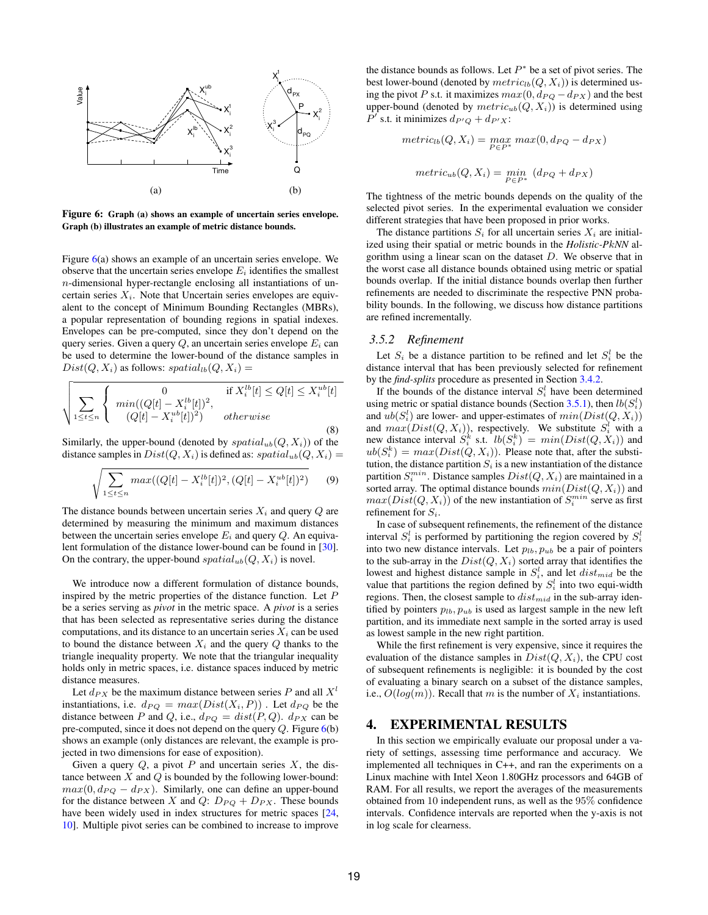Figure 6: **Graph (a) shows an example of uncertain series envelope. Graph (b) illustrates an example of metric distance bounds.**

Figure 6(a) shows an example of an uncertain series envelope. We observe that the uncertain series envelope $E_i$ identifies the smallest $n$-dimensional hyper-rectangle enclosing all instantiations of uncertain series $X_i$. Note that Uncertain series envelopes are equivalent to the concept of Minimum Bounding Rectangles (MBRs), a popular representation of bounding regions in spatial indexes. Envelopes can be pre-computed, since they don't depend on the query series. Given a query $Q$, an uncertain series envelope $E_i$ can be used to determine the lower-bound of the distance samples in $Dist(Q, X_i)$ as follows: $spatial_{lb}(Q, X_i) =$

$$\sqrt{\sum_{1 \leq t \leq n} \begin{cases} 0 & \text{if } X_i^{lb}[t] \leq Q[t] \leq X_i^{ub}[t] \\ min((Q[t] - X_i^{lb}[t])^2, \\ \quad (Q[t] - X_i^{ub}[t])^2) & otherwise \end{cases}} \tag{8}$$

Similarly, the upper-bound (denoted by $spatial_{ub}(Q, X_i)$) of the distance samples in $Dist(Q, X_i)$ is defined as: $spatial_{ub}(Q, X_i) =$

$$\sqrt{\sum_{1 \leq t \leq n} max((Q[t] - X_i^{lb}[t])^2, (Q[t] - X_i^{ub}[t])^2)} \tag{9}$$

The distance bounds between uncertain series $X_i$ and query $Q$ are determined by measuring the minimum and maximum distances between the uncertain series envelope $E_i$ and query $Q$. An equivalent formulation of the distance lower-bound can be found in [30]. On the contrary, the upper-bound $spatial_{ub}(Q, X_i)$ is novel.

We introduce now a different formulation of distance bounds, inspired by the metric properties of the distance function. Let $P$ be a series serving as *pivot* in the metric space. A *pivot* is a series that has been selected as representative series during the distance computations, and its distance to an uncertain series $X_i$ can be used to bound the distance between $X_i$ and the query $Q$ thanks to the triangle inequality property. We note that the triangular inequality holds only in metric spaces, i.e. distance spaces induced by metric distance measures.

Let $d_{PX}$ be the maximum distance between series $P$ and all $X^l$ instantiations, i.e. $d_{PQ} = max(Dist(X_i, P))$ . Let $d_{PQ}$ be the distance between $P$ and $Q$, i.e., $d_{PQ} = dist(P, Q)$. $d_{PX}$ can be pre-computed, since it does not depend on the query $Q$. Figure 6(b) shows an example (only distances are relevant, the example is projected in two dimensions for ease of exposition).

Given a query $Q$, a pivot $P$ and uncertain series $X$, the distance between $X$ and $Q$ is bounded by the following lower-bound: $max(0, d_{PQ} - d_{PX})$. Similarly, one can define an upper-bound for the distance between $X$ and $Q$: $D_{PQ} + D_{PX}$. These bounds have been widely used in index structures for metric spaces [24, 10]. Multiple pivot series can be combined to increase to improve the distance bounds as follows. Let $P^*$ be a set of pivot series. The best lower-bound (denoted by $metric_{lb}(Q, X_i)$) is determined using the pivot $P$ s.t. it maximizes $max(0, d_{PQ} - d_{PX})$ and the best upper-bound (denoted by $metric_{ub}(Q, X_i)$) is determined using $P'$ s.t. it minimizes $d_{P'Q} + d_{P'X}$:

$$metric_{lb}(Q, X_i) = \max_{P \in P^*} max(0, d_{PQ} - d_{PX})$$

$$metric_{ub}(Q, X_i) = \min_{P \in P^*} (d_{PQ} + d_{PX})$$

The tightness of the metric bounds depends on the quality of the selected pivot series. In the experimental evaluation we consider different strategies that have been proposed in prior works.

The distance partitions $S_i$ for all uncertain series $X_i$ are initialized using their spatial or metric bounds in the *Holistic-PkNN* algorithm using a linear scan on the dataset $D$. We observe that in the worst case all distance bounds obtained using metric or spatial bounds overlap. If the initial distance bounds overlap then further refinements are needed to discriminate the respective PNN probability bounds. In the following, we discuss how distance partitions are refined incrementally.

### 3.5.2 *Refinement*

Let $S_i$ be a distance partition to be refined and let $S_i^l$ be the distance interval that has been previously selected for refinement by the ***find-splits*** procedure as presented in Section 3.4.2.

If the bounds of the distance interval $S_i^l$ have been determined using metric or spatial distance bounds (Section 3.5.1), then $lb(S_i^l)$ and $ub(S_i^l)$ are lower- and upper-estimates of $min(Dist(Q, X_i))$ and $max(Dist(Q, X_i))$, respectively. We substitute $S_i^l$ with a new distance interval $S_i^k$ s.t. $lb(S_i^k) = min(Dist(Q, X_i))$ and $ub(S_i^k) = max(Dist(Q, X_i))$. Please note that, after the substitution, the distance partition $S_i$ is a new instantiation of the distance partition $S_i^{min}$. Distance samples $Dist(Q, X_i)$ are maintained in a sorted array. The optimal distance bounds $min(Dist(Q, X_i))$ and $max(Dist(Q, X_i))$ of the new instantiation of $S_i^{min}$ serve as first refinement for $S_i$.

In case of subsequent refinements, the refinement of the distance interval $S_i^l$ is performed by partitioning the region covered by $S_i^l$ into two new distance intervals. Let $p_{lb}, p_{ub}$ be a pair of pointers to the sub-array in the $Dist(Q, X_i)$ sorted array that identifies the lowest and highest distance sample in $S_i^l$, and let $dist_{mid}$ be the value that partitions the region defined by $S_i^l$ into two equi-width regions. Then, the closest sample to $dist_{mid}$ in the sub-array identified by pointers $p_{lb}, p_{ub}$ is used as largest sample in the new left partition, and its immediate next sample in the sorted array is used as lowest sample in the new right partition.

While the first refinement is very expensive, since it requires the evaluation of the distance samples in $Dist(Q, X_i)$, the CPU cost of subsequent refinements is negligible: it is bounded by the cost of evaluating a binary search on a subset of the distance samples, i.e., $O(log(m))$. Recall that $m$ is the number of $X_i$ instantiations.

## 4. EXPERIMENTAL RESULTS

In this section we empirically evaluate our proposal under a variety of settings, assessing time performance and accuracy. We implemented all techniques in C++, and ran the experiments on a Linux machine with Intel Xeon 1.80GHz processors and 64GB of RAM. For all results, we report the averages of the measurements obtained from 10 independent runs, as well as the 95% confidence intervals. Confidence intervals are reported when the y-axis is not in log scale for clearness.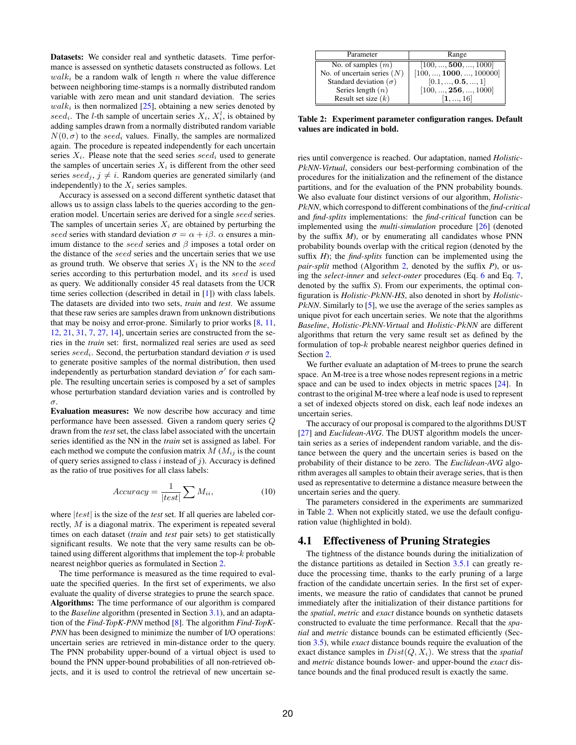**Datasets:** We consider real and synthetic datasets. Time performance is assessed on synthetic datasets constructed as follows. Let $walk_i$ be a random walk of length $n$ where the value difference between neighboring time-stamps is a normally distributed random variable with zero mean and unit standard deviation. The series $walk_i$ is then normalized [25], obtaining a new series denoted by $seed_i$. The $l$-th sample of uncertain series $X_i$, $X_i^l$, is obtained by adding samples drawn from a normally distributed random variable $N(0, \sigma)$ to the $seed_i$ values. Finally, the samples are normalized again. The procedure is repeated independently for each uncertain series $X_i$. Please note that the seed series $seed_i$ used to generate the samples of uncertain series $X_i$ is different from the other seed series $seed_j$, $j \neq i$. Random queries are generated similarly (and independently) to the $X_i$ series samples.

Accuracy is assessed on a second different synthetic dataset that allows us to assign class labels to the queries according to the generation model. Uncertain series are derived for a single $seed$ series. The samples of uncertain series $X_i$ are obtained by perturbing the $seed$ series with standard deviation $\sigma = \alpha + i\beta$. $\alpha$ ensures a minimum distance to the $seed$ series and $\beta$ imposes a total order on the distance of the $seed$ series and the uncertain series that we use as ground truth. We observe that series $X_1$ is the NN to the $seed$ series according to this perturbation model, and its $seed$ is used as query. We additionally consider 45 real datasets from the UCR time series collection (described in detail in [1]) with class labels. The datasets are divided into two sets, *train* and *test*. We assume that these raw series are samples drawn from unknown distributions that may be noisy and error-prone. Similarly to prior works [8, 11, 12, 21, 31, 7, 27, 14], uncertain series are constructed from the series in the *train* set: first, normalized real series are used as seed series $seed_i$. Second, the perturbation standard deviation $\sigma$ is used to generate positive samples of the normal distribution, then used independently as perturbation standard deviation $\sigma'$ for each sample. The resulting uncertain series is composed by a set of samples whose perturbation standard deviation varies and is controlled by $\sigma$.

**Evaluation measures:** We now describe how accuracy and time performance have been assessed. Given a random query series $Q$ drawn from the *test* set, the class label associated with the uncertain series identified as the NN in the *train* set is assigned as label. For each method we compute the confusion matrix $M$ ($M_{ij}$ is the count of query series assigned to class $i$ instead of $j$). Accuracy is defined as the ratio of true positives for all class labels:

$$Accuracy = \frac{1}{|test|} \sum M_{ii}, \tag{10}$$

where $|test|$ is the size of the *test* set. If all queries are labeled correctly, $M$ is a diagonal matrix. The experiment is repeated several times on each dataset (*train* and *test* pair sets) to get statistically significant results. We note that the very same results can be obtained using different algorithms that implement the top-$k$ probable nearest neighbor queries as formulated in Section 2.

The time performance is measured as the time required to evaluate the specified queries. In the first set of experiments, we also evaluate the quality of diverse strategies to prune the search space.

**Algorithms:** The time performance of our algorithm is compared to the *Baseline* algorithm (presented in Section 3.1), and an adaptation of the *Find-TopK-PNN* method [8]. The algorithm *Find-TopK-PNN* has been designed to minimize the number of I/O operations: uncertain series are retrieved in min-distance order to the query. The PNN probability upper-bound of a virtual object is used to bound the PNN upper-bound probabilities of all non-retrieved objects, and it is used to control the retrieval of new uncertain series until convergence is reached. Our adaptation, named *Holistic-PkNN-Virtual*, considers our best-performing combination of the procedures for the initialization and the refinement of the distance partitions, and for the evaluation of the PNN probability bounds. We also evaluate four distinct versions of our algorithm, *Holistic-PkNN*, which correspond to different combinations of the *find-critical* and *find-splits* implementations: the *find-critical* function can be implemented using the *multi-simulation* procedure [26] (denoted by the suffix *M*), or by enumerating all candidates whose PNN probability bounds overlap with the critical region (denoted by the suffix *H*); the *find-splits* function can be implemented using the *pair-split* method (Algorithm 2, denoted by the suffix *P*), or using the *select-inner* and *select-outer* procedures (Eq. 6 and Eq. 7, denoted by the suffix *S*). From our experiments, the optimal configuration is *Holistic-PkNN-HS*, also denoted in short by *Holistic-PkNN*. Similarly to [5], we use the average of the series samples as unique pivot for each uncertain series. We note that the algorithms *Baseline*, *Holistic-PkNN-Virtual* and *Holistic-PkNN* are different algorithms that return the very same result set as defined by the formulation of top-$k$ probable nearest neighbor queries defined in Section 2.

We further evaluate an adaptation of M-trees to prune the search space. An M-tree is a tree whose nodes represent regions in a metric space and can be used to index objects in metric spaces [24]. In contrast to the original M-tree where a leaf node is used to represent a set of indexed objects stored on disk, each leaf node indexes an uncertain series.

The accuracy of our proposal is compared to the algorithms DUST [27] and *Euclidean-AVG*. The DUST algorithm models the uncertain series as a series of independent random variable, and the distance between the query and the uncertain series is based on the probability of their distance to be zero. The *Euclidean-AVG* algorithm averages all samples to obtain their average series, that is then used as representative to determine a distance measure between the uncertain series and the query.

The parameters considered in the experiments are summarized in Table 2. When not explicitly stated, we use the default configuration value (highlighted in bold).

| Parameter | Range |
|---|---|
| No. of samples ($m$) | [100, ..., **500**, ..., 1000] |
| No. of uncertain series ($N$) | [100, ..., **1000**, ..., 100000] |
| Standard deviation ($\sigma$) | [0.1, ..., **0.5**, ..., 1] |
| Series length ($n$) | [100, ..., **256**, ..., 1000] |
| Result set size ($k$) | [**1**, ..., 16] |

**Table 2: Experiment parameter configuration ranges. Default values are indicated in bold.**

## 4.1 Effectiveness of Pruning Strategies

The tightness of the distance bounds during the initialization of the distance partitions as detailed in Section 3.5.1 can greatly reduce the processing time, thanks to the early pruning of a large fraction of the candidate uncertain series. In the first set of experiments, we measure the ratio of candidates that cannot be pruned immediately after the initialization of their distance partitions for the *spatial*, *metric* and *exact* distance bounds on synthetic datasets constructed to evaluate the time performance. Recall that the *spatial* and *metric* distance bounds can be estimated efficiently (Section 3.5), while *exact* distance bounds require the evaluation of the exact distance samples in $Dist(Q, X_i)$. We stress that the *spatial* and *metric* distance bounds lower- and upper-bound the *exact* distance bounds and the final produced result is exactly the same.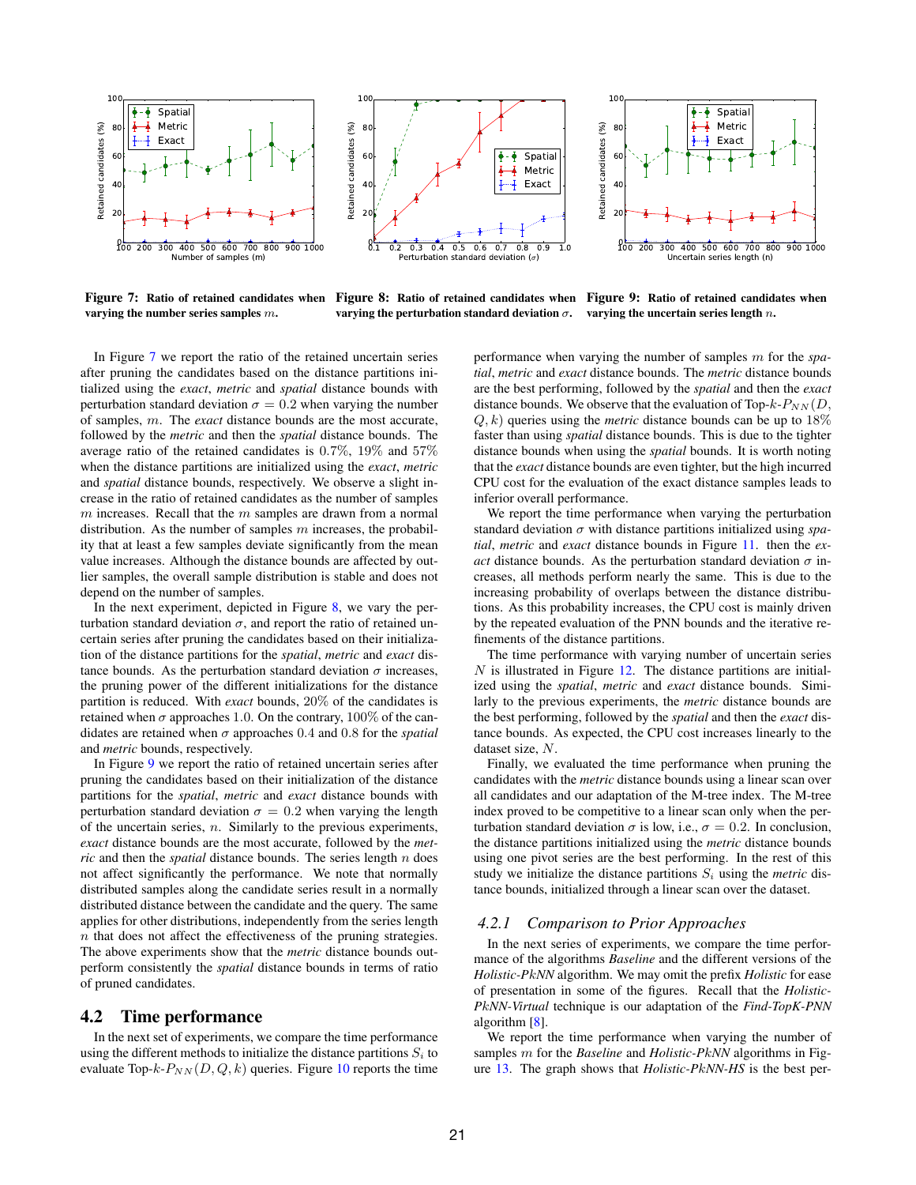Figure 7: **Ratio of retained candidates when varying the number series samples $m$.**

Figure 8: **Ratio of retained candidates when varying the perturbation standard deviation $\sigma$.**

Figure 9: **Ratio of retained candidates when varying the uncertain series length $n$.**

In Figure 7 we report the ratio of the retained uncertain series after pruning the candidates based on the distance partitions initialized using the *exact*, *metric* and *spatial* distance bounds with perturbation standard deviation $\sigma = 0.2$ when varying the number of samples, $m$. The *exact* distance bounds are the most accurate, followed by the *metric* and then the *spatial* distance bounds. The average ratio of the retained candidates is 0.7%, 19% and 57% when the distance partitions are initialized using the *exact*, *metric* and *spatial* distance bounds, respectively. We observe a slight increase in the ratio of retained candidates as the number of samples $m$ increases. Recall that the $m$ samples are drawn from a normal distribution. As the number of samples $m$ increases, the probability that at least a few samples deviate significantly from the mean value increases. Although the distance bounds are affected by outlier samples, the overall sample distribution is stable and does not depend on the number of samples.

In the next experiment, depicted in Figure 8, we vary the perturbation standard deviation $\sigma$, and report the ratio of retained uncertain series after pruning the candidates based on their initialization of the distance partitions for the *spatial*, *metric* and *exact* distance bounds. As the perturbation standard deviation $\sigma$ increases, the pruning power of the different initializations for the distance partition is reduced. With *exact* bounds, 20% of the candidates is retained when $\sigma$ approaches 1.0. On the contrary, 100% of the candidates are retained when $\sigma$ approaches 0.4 and 0.8 for the *spatial* and *metric* bounds, respectively.

In Figure 9 we report the ratio of retained uncertain series after pruning the candidates based on their initialization of the distance partitions for the *spatial*, *metric* and *exact* distance bounds with perturbation standard deviation $\sigma = 0.2$ when varying the length of the uncertain series, $n$. Similarly to the previous experiments, *exact* distance bounds are the most accurate, followed by the *metric* and then the *spatial* distance bounds. The series length $n$ does not affect significantly the performance. We note that normally distributed samples along the candidate series result in a normally distributed distance between the candidate and the query. The same applies for other distributions, independently from the series length $n$ that does not affect the effectiveness of the pruning strategies. The above experiments show that the *metric* distance bounds outperform consistently the *spatial* distance bounds in terms of ratio of pruned candidates.

## 4.2 Time performance

In the next set of experiments, we compare the time performance using the different methods to initialize the distance partitions $S_i$ to evaluate Top-$k$-$P_{NN}(D, Q, k)$ queries. Figure 10 reports the time performance when varying the number of samples $m$ for the *spatial*, *metric* and *exact* distance bounds. The *metric* distance bounds are the best performing, followed by the *spatial* and then the *exact* distance bounds. We observe that the evaluation of Top-$k$-$P_{NN}(D, Q, k)$ queries using the *metric* distance bounds can be up to 18% faster than using *spatial* distance bounds. This is due to the tighter distance bounds when using the *spatial* bounds. It is worth noting that the *exact* distance bounds are even tighter, but the high incurred CPU cost for the evaluation of the exact distance samples leads to inferior overall performance.

We report the time performance when varying the perturbation standard deviation $\sigma$ with distance partitions initialized using *spatial*, *metric* and *exact* distance bounds in Figure 11. then the *exact* distance bounds. As the perturbation standard deviation $\sigma$ increases, all methods perform nearly the same. This is due to the increasing probability of overlaps between the distance distributions. As this probability increases, the CPU cost is mainly driven by the repeated evaluation of the PNN bounds and the iterative refinements of the distance partitions.

The time performance with varying number of uncertain series $N$ is illustrated in Figure 12. The distance partitions are initialized using the *spatial*, *metric* and *exact* distance bounds. Similarly to the previous experiments, the *metric* distance bounds are the best performing, followed by the *spatial* and then the *exact* distance bounds. As expected, the CPU cost increases linearly to the dataset size, $N$.

Finally, we evaluated the time performance when pruning the candidates with the *metric* distance bounds using a linear scan over all candidates and our adaptation of the M-tree index. The M-tree index proved to be competitive to a linear scan only when the perturbation standard deviation $\sigma$ is low, i.e., $\sigma = 0.2$. In conclusion, the distance partitions initialized using the *metric* distance bounds using one pivot series are the best performing. In the rest of this study we initialize the distance partitions $S_i$ using the *metric* distance bounds, initialized through a linear scan over the dataset.

### 4.2.1 Comparison to Prior Approaches

In the next series of experiments, we compare the time performance of the algorithms *Baseline* and the different versions of the *Holistic-PkNN* algorithm. We may omit the prefix *Holistic* for ease of presentation in some of the figures. Recall that the *Holistic-PkNN-Virtual* technique is our adaptation of the *Find-TopK-PNN* algorithm [8].

We report the time performance when varying the number of samples $m$ for the *Baseline* and *Holistic-PkNN* algorithms in Figure 13. The graph shows that *Holistic-PkNN-HS* is the best per-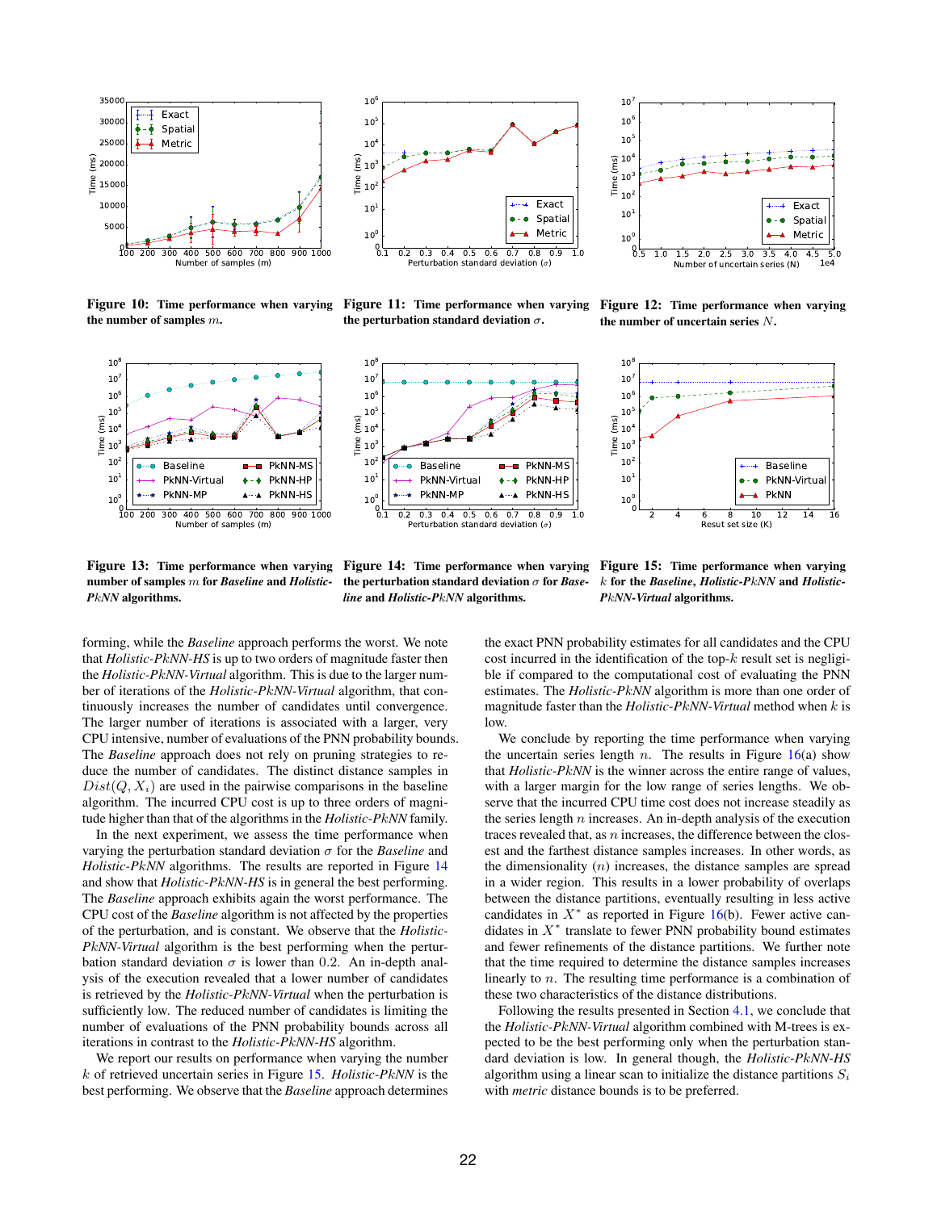Figure 10: Time performance when varying the number of samples $m$.

Figure 11: Time performance when varying the perturbation standard deviation $\sigma$.

Figure 12: Time performance when varying the number of uncertain series $N$.

Figure 13: Time performance when varying number of samples $m$ for *Baseline* and *Holistic-PkNN* algorithms.

Figure 14: Time performance when varying the perturbation standard deviation $\sigma$ for *Baseline* and *Holistic-PkNN* algorithms.

Figure 15: Time performance when varying $k$ for the *Baseline*, *Holistic-PkNN* and *Holistic-PkNN-Virtual* algorithms.

forming, while the *Baseline* approach performs the worst. We note that *Holistic-PkNN-HS* is up to two orders of magnitude faster then the *Holistic-PkNN-Virtual* algorithm. This is due to the larger number of iterations of the *Holistic-PkNN-Virtual* algorithm, that continuously increases the number of candidates until convergence. The larger number of iterations is associated with a larger, very CPU intensive, number of evaluations of the PNN probability bounds. The *Baseline* approach does not rely on pruning strategies to reduce the number of candidates. The distinct distance samples in $Dist(Q, X_i)$ are used in the pairwise comparisons in the baseline algorithm. The incurred CPU cost is up to three orders of magnitude higher than that of the algorithms in the *Holistic-PkNN* family.

In the next experiment, we assess the time performance when varying the perturbation standard deviation $\sigma$ for the *Baseline* and *Holistic-PkNN* algorithms. The results are reported in Figure 14 and show that *Holistic-PkNN-HS* is in general the best performing. The *Baseline* approach exhibits again the worst performance. The CPU cost of the *Baseline* algorithm is not affected by the properties of the perturbation, and is constant. We observe that the *Holistic-PkNN-Virtual* algorithm is the best performing when the perturbation standard deviation $\sigma$ is lower than 0.2. An in-depth analysis of the execution revealed that a lower number of candidates is retrieved by the *Holistic-PkNN-Virtual* when the perturbation is sufficiently low. The reduced number of candidates is limiting the number of evaluations of the PNN probability bounds across all iterations in contrast to the *Holistic-PkNN-HS* algorithm.

We report our results on performance when varying the number $k$ of retrieved uncertain series in Figure 15. *Holistic-PkNN* is the best performing. We observe that the *Baseline* approach determines the exact PNN probability estimates for all candidates and the CPU cost incurred in the identification of the top-$k$ result set is negligible if compared to the computational cost of evaluating the PNN estimates. The *Holistic-PkNN* algorithm is more than one order of magnitude faster than the *Holistic-PkNN-Virtual* method when $k$ is low.

We conclude by reporting the time performance when varying the uncertain series length $n$. The results in Figure 16(a) show that *Holistic-PkNN* is the winner across the entire range of values, with a larger margin for the low range of series lengths. We observe that the incurred CPU time cost does not increase steadily as the series length $n$ increases. An in-depth analysis of the execution traces revealed that, as $n$ increases, the difference between the closest and the farthest distance samples increases. In other words, as the dimensionality ($n$) increases, the distance samples are spread in a wider region. This results in a lower probability of overlaps between the distance partitions, eventually resulting in less active candidates in $X^*$ as reported in Figure 16(b). Fewer active candidates in $X^*$ translate to fewer PNN probability bound estimates and fewer refinements of the distance partitions. We further note that the time required to determine the distance samples increases linearly to $n$. The resulting time performance is a combination of these two characteristics of the distance distributions.

Following the results presented in Section 4.1, we conclude that the *Holistic-PkNN-Virtual* algorithm combined with M-trees is expected to be the best performing only when the perturbation standard deviation is low. In general though, the *Holistic-PkNN-HS* algorithm using a linear scan to initialize the distance partitions $S_i$ with *metric* distance bounds is to be preferred.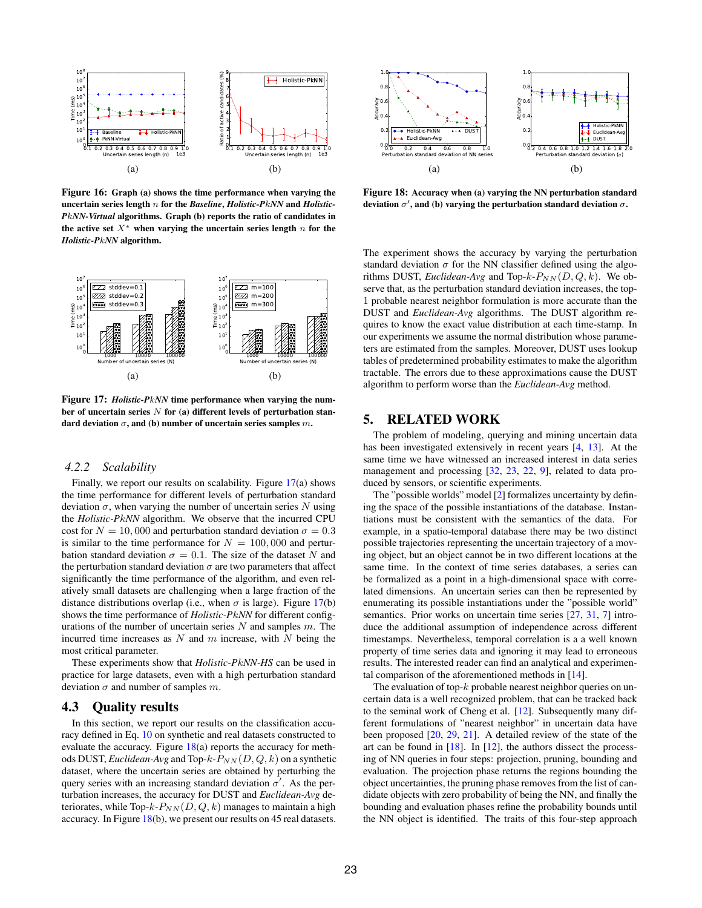(a)

(b)

**Figure 16: Graph (a) shows the time performance when varying the uncertain series length $n$ for the *Baseline*, *Holistic-PkNN* and *Holistic-PkNN-Virtual* algorithms. Graph (b) reports the ratio of candidates in the active set $X^*$ when varying the uncertain series length $n$ for the *Holistic-PkNN* algorithm.**

(a)

(b)

**Figure 17: *Holistic-PkNN* time performance when varying the number of uncertain series $N$ for (a) different levels of perturbation standard deviation $\sigma$, and (b) number of uncertain series samples $m$.**

### 4.2.2 Scalability

Finally, we report our results on scalability. Figure 17(a) shows the time performance for different levels of perturbation standard deviation $\sigma$, when varying the number of uncertain series $N$ using the *Holistic-PkNN* algorithm. We observe that the incurred CPU cost for $N = 10,000$ and perturbation standard deviation $\sigma = 0.3$ is similar to the time performance for $N = 100,000$ and perturbation standard deviation $\sigma = 0.1$. The size of the dataset $N$ and the perturbation standard deviation $\sigma$ are two parameters that affect significantly the time performance of the algorithm, and even relatively small datasets are challenging when a large fraction of the distance distributions overlap (i.e., when $\sigma$ is large). Figure 17(b) shows the time performance of *Holistic-PkNN* for different configurations of the number of uncertain series $N$ and samples $m$. The incurred time increases as $N$ and $m$ increase, with $N$ being the most critical parameter.

These experiments show that *Holistic-PkNN-HS* can be used in practice for large datasets, even with a high perturbation standard deviation $\sigma$ and number of samples $m$.

## 4.3 Quality results

In this section, we report our results on the classification accuracy defined in Eq. 10 on synthetic and real datasets constructed to evaluate the accuracy. Figure 18(a) reports the accuracy for methods DUST, *Euclidean-Avg* and Top-$k$-$P_{NN}(D, Q, k)$ on a synthetic dataset, where the uncertain series are obtained by perturbing the query series with an increasing standard deviation $\sigma'$. As the perturbation increases, the accuracy for DUST and *Euclidean-Avg* deteriorates, while Top-$k$-$P_{NN}(D, Q, k)$ manages to maintain a high accuracy. In Figure 18(b), we present our results on 45 real datasets.

(a)

(b)

**Figure 18: Accuracy when (a) varying the NN perturbation standard deviation $\sigma'$, and (b) varying the perturbation standard deviation $\sigma$.**

The experiment shows the accuracy by varying the perturbation standard deviation $\sigma$ for the NN classifier defined using the algorithms DUST, *Euclidean-Avg* and Top-$k$-$P_{NN}(D, Q, k)$. We observe that, as the perturbation standard deviation increases, the top-1 probable nearest neighbor formulation is more accurate than the DUST and *Euclidean-Avg* algorithms. The DUST algorithm requires to know the exact value distribution at each time-stamp. In our experiments we assume the normal distribution whose parameters are estimated from the samples. Moreover, DUST uses lookup tables of predetermined probability estimates to make the algorithm tractable. The errors due to these approximations cause the DUST algorithm to perform worse than the *Euclidean-Avg* method.

## 5. RELATED WORK

The problem of modeling, querying and mining uncertain data has been investigated extensively in recent years [4, 13]. At the same time we have witnessed an increased interest in data series management and processing [32, 23, 22, 9], related to data produced by sensors, or scientific experiments.

The "possible worlds" model [2] formalizes uncertainty by defining the space of the possible instantiations of the database. Instantiations must be consistent with the semantics of the data. For example, in a spatio-temporal database there may be two distinct possible trajectories representing the uncertain trajectory of a moving object, but an object cannot be in two different locations at the same time. In the context of time series databases, a series can be formalized as a point in a high-dimensional space with correlated dimensions. An uncertain series can then be represented by enumerating its possible instantiations under the "possible world" semantics. Prior works on uncertain time series [27, 31, 7] introduce the additional assumption of independence across different timestamps. Nevertheless, temporal correlation is a a well known property of time series data and ignoring it may lead to erroneous results. The interested reader can find an analytical and experimental comparison of the aforementioned methods in [14].

The evaluation of top-$k$ probable nearest neighbor queries on uncertain data is a well recognized problem, that can be tracked back to the seminal work of Cheng et al. [12]. Subsequently many different formulations of "nearest neighbor" in uncertain data have been proposed [20, 29, 21]. A detailed review of the state of the art can be found in [18]. In [12], the authors dissect the processing of NN queries in four steps: projection, pruning, bounding and evaluation. The projection phase returns the regions bounding the object uncertainties, the pruning phase removes from the list of candidate objects with zero probability of being the NN, and finally the bounding and evaluation phases refine the probability bounds until the NN object is identified. The traits of this four-step approach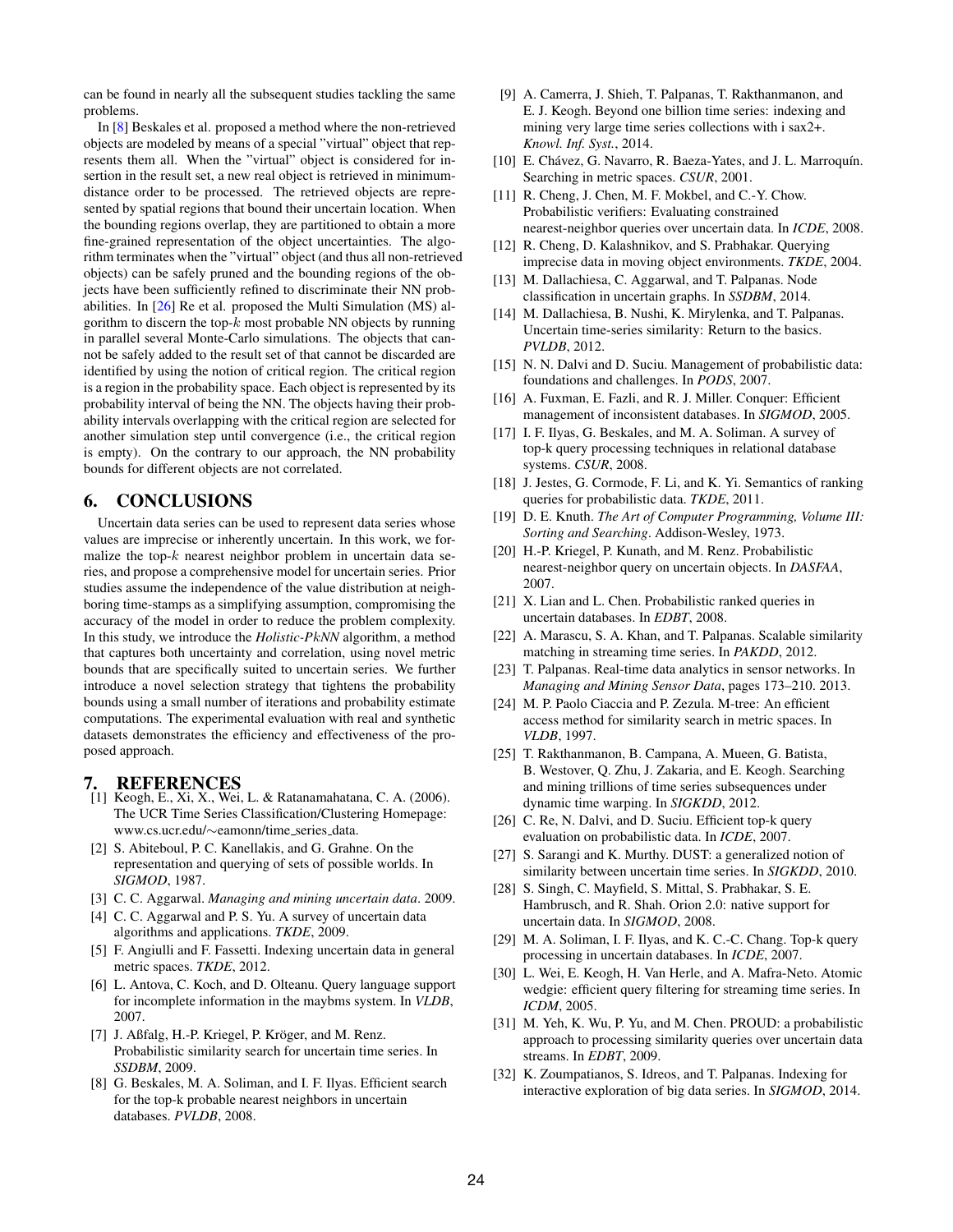can be found in nearly all the subsequent studies tackling the same problems.

In [8] Beskales et al. proposed a method where the non-retrieved objects are modeled by means of a special "virtual" object that represents them all. When the "virtual" object is considered for insertion in the result set, a new real object is retrieved in minimum-distance order to be processed. The retrieved objects are represented by spatial regions that bound their uncertain location. When the bounding regions overlap, they are partitioned to obtain a more fine-grained representation of the object uncertainties. The algorithm terminates when the "virtual" object (and thus all non-retrieved objects) can be safely pruned and the bounding regions of the objects have been sufficiently refined to discriminate their NN probabilities. In [26] Re et al. proposed the Multi Simulation (MS) algorithm to discern the top-$k$ most probable NN objects by running in parallel several Monte-Carlo simulations. The objects that cannot be safely added to the result set of that cannot be discarded are identified by using the notion of critical region. The critical region is a region in the probability space. Each object is represented by its probability interval of being the NN. The objects having their probability intervals overlapping with the critical region are selected for another simulation step until convergence (i.e., the critical region is empty). On the contrary to our approach, the NN probability bounds for different objects are not correlated.

## 6. CONCLUSIONS

Uncertain data series can be used to represent data series whose values are imprecise or inherently uncertain. In this work, we formalize the top-$k$ nearest neighbor problem in uncertain data series, and propose a comprehensive model for uncertain series. Prior studies assume the independence of the value distribution at neighboring time-stamps as a simplifying assumption, compromising the accuracy of the model in order to reduce the problem complexity. In this study, we introduce the *Holistic-PkNN* algorithm, a method that captures both uncertainty and correlation, using novel metric bounds that are specifically suited to uncertain series. We further introduce a novel selection strategy that tightens the probability bounds using a small number of iterations and probability estimate computations. The experimental evaluation with real and synthetic datasets demonstrates the efficiency and effectiveness of the proposed approach.

## 7. REFERENCES

[1] Keogh, E., Xi, X., Wei, L. & Ratanamahatana, C. A. (2006). The UCR Time Series Classification/Clustering Homepage: www.cs.ucr.edu/∼eamonn/time_series_data.

[2] S. Abiteboul, P. C. Kanellakis, and G. Grahne. On the representation and querying of sets of possible worlds. In *SIGMOD*, 1987.

[3] C. C. Aggarwal. *Managing and mining uncertain data*. 2009.

[4] C. C. Aggarwal and P. S. Yu. A survey of uncertain data algorithms and applications. *TKDE*, 2009.

[5] F. Angiulli and F. Fassetti. Indexing uncertain data in general metric spaces. *TKDE*, 2012.

[6] L. Antova, C. Koch, and D. Olteanu. Query language support for incomplete information in the maybms system. In *VLDB*, 2007.

[7] J. Aßfalg, H.-P. Kriegel, P. Kröger, and M. Renz. Probabilistic similarity search for uncertain time series. In *SSDBM*, 2009.

[8] G. Beskales, M. A. Soliman, and I. F. Ilyas. Efficient search for the top-k probable nearest neighbors in uncertain databases. *PVLDB*, 2008.

[9] A. Camerra, J. Shieh, T. Palpanas, T. Rakthanmanon, and E. J. Keogh. Beyond one billion time series: indexing and mining very large time series collections with i sax2+. *Knowl. Inf. Syst.*, 2014.

[10] E. Chávez, G. Navarro, R. Baeza-Yates, and J. L. Marroquín. Searching in metric spaces. *CSUR*, 2001.

[11] R. Cheng, J. Chen, M. F. Mokbel, and C.-Y. Chow. Probabilistic verifiers: Evaluating constrained nearest-neighbor queries over uncertain data. In *ICDE*, 2008.

[12] R. Cheng, D. Kalashnikov, and S. Prabhakar. Querying imprecise data in moving object environments. *TKDE*, 2004.

[13] M. Dallachiesa, C. Aggarwal, and T. Palpanas. Node classification in uncertain graphs. In *SSDBM*, 2014.

[14] M. Dallachiesa, B. Nushi, K. Mirylenka, and T. Palpanas. Uncertain time-series similarity: Return to the basics. *PVLDB*, 2012.

[15] N. N. Dalvi and D. Suciu. Management of probabilistic data: foundations and challenges. In *PODS*, 2007.

[16] A. Fuxman, E. Fazli, and R. J. Miller. Conquer: Efficient management of inconsistent databases. In *SIGMOD*, 2005.

[17] I. F. Ilyas, G. Beskales, and M. A. Soliman. A survey of top-k query processing techniques in relational database systems. *CSUR*, 2008.

[18] J. Jestes, G. Cormode, F. Li, and K. Yi. Semantics of ranking queries for probabilistic data. *TKDE*, 2011.

[19] D. E. Knuth. *The Art of Computer Programming, Volume III: Sorting and Searching*. Addison-Wesley, 1973.

[20] H.-P. Kriegel, P. Kunath, and M. Renz. Probabilistic nearest-neighbor query on uncertain objects. In *DASFAA*, 2007.

[21] X. Lian and L. Chen. Probabilistic ranked queries in uncertain databases. In *EDBT*, 2008.

[22] A. Marascu, S. A. Khan, and T. Palpanas. Scalable similarity matching in streaming time series. In *PAKDD*, 2012.

[23] T. Palpanas. Real-time data analytics in sensor networks. In *Managing and Mining Sensor Data*, pages 173–210. 2013.

[24] M. P. Paolo Ciaccia and P. Zezula. M-tree: An efficient access method for similarity search in metric spaces. In *VLDB*, 1997.

[25] T. Rakthanmanon, B. Campana, A. Mueen, G. Batista, B. Westover, Q. Zhu, J. Zakaria, and E. Keogh. Searching and mining trillions of time series subsequences under dynamic time warping. In *SIGKDD*, 2012.

[26] C. Re, N. Dalvi, and D. Suciu. Efficient top-k query evaluation on probabilistic data. In *ICDE*, 2007.

[27] S. Sarangi and K. Murthy. DUST: a generalized notion of similarity between uncertain time series. In *SIGKDD*, 2010.

[28] S. Singh, C. Mayfield, S. Mittal, S. Prabhakar, S. E. Hambrusch, and R. Shah. Orion 2.0: native support for uncertain data. In *SIGMOD*, 2008.

[29] M. A. Soliman, I. F. Ilyas, and K. C.-C. Chang. Top-k query processing in uncertain databases. In *ICDE*, 2007.

[30] L. Wei, E. Keogh, H. Van Herle, and A. Mafra-Neto. Atomic wedgie: efficient query filtering for streaming time series. In *ICDM*, 2005.

[31] M. Yeh, K. Wu, P. Yu, and M. Chen. PROUD: a probabilistic approach to processing similarity queries over uncertain data streams. In *EDBT*, 2009.

[32] K. Zoumpatianos, S. Idreos, and T. Palpanas. Indexing for interactive exploration of big data series. In *SIGMOD*, 2014.